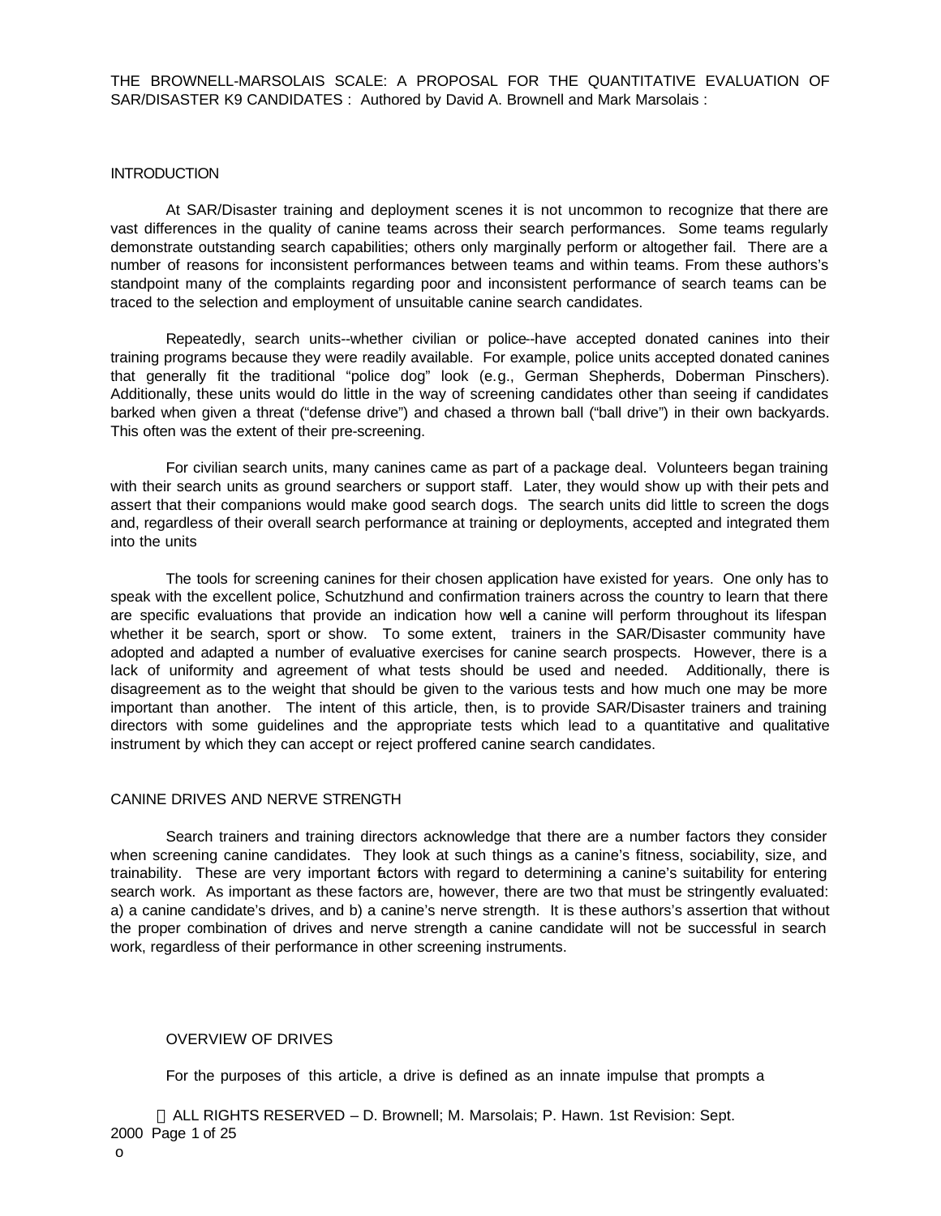THE BROWNELL-MARSOLAIS SCALE: A PROPOSAL FOR THE QUANTITATIVE EVALUATION OF SAR/DISASTER K9 CANDIDATES : Authored by David A. Brownell and Mark Marsolais :

## INTRODUCTION

At SAR/Disaster training and deployment scenes it is not uncommon to recognize that there are vast differences in the quality of canine teams across their search performances. Some teams regularly demonstrate outstanding search capabilities; others only marginally perform or altogether fail. There are a number of reasons for inconsistent performances between teams and within teams. From these authors's standpoint many of the complaints regarding poor and inconsistent performance of search teams can be traced to the selection and employment of unsuitable canine search candidates.

Repeatedly, search units--whether civilian or police--have accepted donated canines into their training programs because they were readily available. For example, police units accepted donated canines that generally fit the traditional "police dog" look (e.g., German Shepherds, Doberman Pinschers). Additionally, these units would do little in the way of screening candidates other than seeing if candidates barked when given a threat ("defense drive") and chased a thrown ball ("ball drive") in their own backyards. This often was the extent of their pre-screening.

For civilian search units, many canines came as part of a package deal. Volunteers began training with their search units as ground searchers or support staff. Later, they would show up with their pets and assert that their companions would make good search dogs. The search units did little to screen the dogs and, regardless of their overall search performance at training or deployments, accepted and integrated them into the units

The tools for screening canines for their chosen application have existed for years. One only has to speak with the excellent police, Schutzhund and confirmation trainers across the country to learn that there are specific evaluations that provide an indication how well a canine will perform throughout its lifespan whether it be search, sport or show. To some extent, trainers in the SAR/Disaster community have adopted and adapted a number of evaluative exercises for canine search prospects. However, there is a lack of uniformity and agreement of what tests should be used and needed. Additionally, there is disagreement as to the weight that should be given to the various tests and how much one may be more important than another. The intent of this article, then, is to provide SAR/Disaster trainers and training directors with some guidelines and the appropriate tests which lead to a quantitative and qualitative instrument by which they can accept or reject proffered canine search candidates.

## CANINE DRIVES AND NERVE STRENGTH

Search trainers and training directors acknowledge that there are a number factors they consider when screening canine candidates. They look at such things as a canine's fitness, sociability, size, and trainability. These are very important factors with regard to determining a canine's suitability for entering search work. As important as these factors are, however, there are two that must be stringently evaluated: a) a canine candidate's drives, and b) a canine's nerve strength. It is these authors's assertion that without the proper combination of drives and nerve strength a canine candidate will not be successful in search work, regardless of their performance in other screening instruments.

### OVERVIEW OF DRIVES

For the purposes of this article, a drive is defined as an innate impulse that prompts a

ALL RIGHTS RESERVED – D. Brownell; M. Marsolais; P. Hawn. 1st Revision: Sept. 2000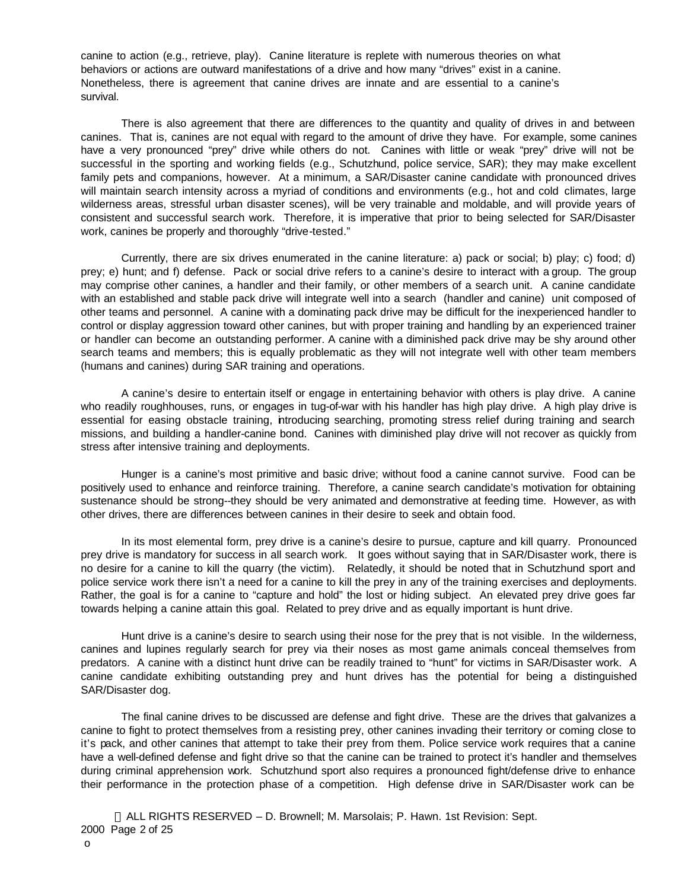canine to action (e.g., retrieve, play). Canine literature is replete with numerous theories on what behaviors or actions are outward manifestations of a drive and how many "drives" exist in a canine. Nonetheless, there is agreement that canine drives are innate and are essential to a canine's survival.

There is also agreement that there are differences to the quantity and quality of drives in and between canines. That is, canines are not equal with regard to the amount of drive they have. For example, some canines have a very pronounced "prey" drive while others do not. Canines with little or weak "prey" drive will not be successful in the sporting and working fields (e.g., Schutzhund, police service, SAR); they may make excellent family pets and companions, however. At a minimum, a SAR/Disaster canine candidate with pronounced drives will maintain search intensity across a myriad of conditions and environments (e.g., hot and cold climates, large wilderness areas, stressful urban disaster scenes), will be very trainable and moldable, and will provide years of consistent and successful search work. Therefore, it is imperative that prior to being selected for SAR/Disaster work, canines be properly and thoroughly "drive-tested."

Currently, there are six drives enumerated in the canine literature: a) pack or social; b) play; c) food; d) prey; e) hunt; and f) defense. Pack or social drive refers to a canine's desire to interact with a group. The group may comprise other canines, a handler and their family, or other members of a search unit. A canine candidate with an established and stable pack drive will integrate well into a search (handler and canine) unit composed of other teams and personnel. A canine with a dominating pack drive may be difficult for the inexperienced handler to control or display aggression toward other canines, but with proper training and handling by an experienced trainer or handler can become an outstanding performer. A canine with a diminished pack drive may be shy around other search teams and members; this is equally problematic as they will not integrate well with other team members (humans and canines) during SAR training and operations.

A canine's desire to entertain itself or engage in entertaining behavior with others is play drive. A canine who readily roughhouses, runs, or engages in tug-of-war with his handler has high play drive. A high play drive is essential for easing obstacle training, introducing searching, promoting stress relief during training and search missions, and building a handler-canine bond. Canines with diminished play drive will not recover as quickly from stress after intensive training and deployments.

Hunger is a canine's most primitive and basic drive; without food a canine cannot survive. Food can be positively used to enhance and reinforce training. Therefore, a canine search candidate's motivation for obtaining sustenance should be strong--they should be very animated and demonstrative at feeding time. However, as with other drives, there are differences between canines in their desire to seek and obtain food.

In its most elemental form, prey drive is a canine's desire to pursue, capture and kill quarry. Pronounced prey drive is mandatory for success in all search work. It goes without saying that in SAR/Disaster work, there is no desire for a canine to kill the quarry (the victim). Relatedly, it should be noted that in Schutzhund sport and police service work there isn't a need for a canine to kill the prey in any of the training exercises and deployments. Rather, the goal is for a canine to "capture and hold" the lost or hiding subject. An elevated prey drive goes far towards helping a canine attain this goal. Related to prey drive and as equally important is hunt drive.

Hunt drive is a canine's desire to search using their nose for the prey that is not visible. In the wilderness, canines and lupines regularly search for prey via their noses as most game animals conceal themselves from predators. A canine with a distinct hunt drive can be readily trained to "hunt" for victims in SAR/Disaster work. A canine candidate exhibiting outstanding prey and hunt drives has the potential for being a distinguished SAR/Disaster dog.

The final canine drives to be discussed are defense and fight drive. These are the drives that galvanizes a canine to fight to protect themselves from a resisting prey, other canines invading their territory or coming close to it's pack, and other canines that attempt to take their prey from them. Police service work requires that a canine have a well-defined defense and fight drive so that the canine can be trained to protect it's handler and themselves during criminal apprehension work. Schutzhund sport also requires a pronounced fight/defense drive to enhance their performance in the protection phase of a competition. High defense drive in SAR/Disaster work can be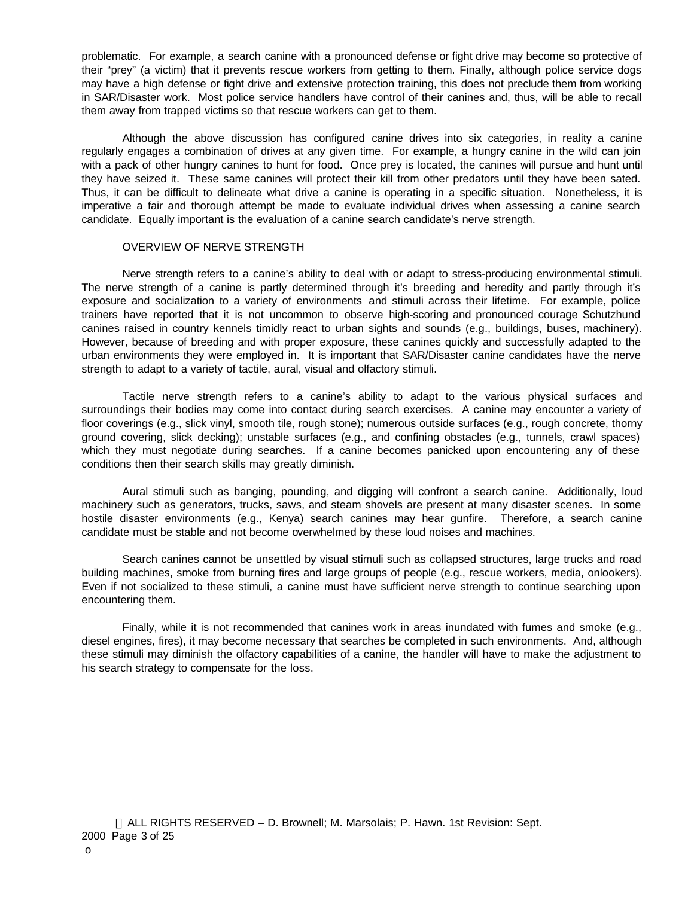problematic. For example, a search canine with a pronounced defense or fight drive may become so protective of their "prey" (a victim) that it prevents rescue workers from getting to them. Finally, although police service dogs may have a high defense or fight drive and extensive protection training, this does not preclude them from working in SAR/Disaster work. Most police service handlers have control of their canines and, thus, will be able to recall them away from trapped victims so that rescue workers can get to them.

Although the above discussion has configured canine drives into six categories, in reality a canine regularly engages a combination of drives at any given time. For example, a hungry canine in the wild can join with a pack of other hungry canines to hunt for food. Once prey is located, the canines will pursue and hunt until they have seized it. These same canines will protect their kill from other predators until they have been sated. Thus, it can be difficult to delineate what drive a canine is operating in a specific situation. Nonetheless, it is imperative a fair and thorough attempt be made to evaluate individual drives when assessing a canine search candidate. Equally important is the evaluation of a canine search candidate's nerve strength.

## OVERVIEW OF NERVE STRENGTH

Nerve strength refers to a canine's ability to deal with or adapt to stress-producing environmental stimuli. The nerve strength of a canine is partly determined through it's breeding and heredity and partly through it's exposure and socialization to a variety of environments and stimuli across their lifetime. For example, police trainers have reported that it is not uncommon to observe high-scoring and pronounced courage Schutzhund canines raised in country kennels timidly react to urban sights and sounds (e.g., buildings, buses, machinery). However, because of breeding and with proper exposure, these canines quickly and successfully adapted to the urban environments they were employed in. It is important that SAR/Disaster canine candidates have the nerve strength to adapt to a variety of tactile, aural, visual and olfactory stimuli.

Tactile nerve strength refers to a canine's ability to adapt to the various physical surfaces and surroundings their bodies may come into contact during search exercises. A canine may encounter a variety of floor coverings (e.g., slick vinyl, smooth tile, rough stone); numerous outside surfaces (e.g., rough concrete, thorny ground covering, slick decking); unstable surfaces (e.g., and confining obstacles (e.g., tunnels, crawl spaces) which they must negotiate during searches. If a canine becomes panicked upon encountering any of these conditions then their search skills may greatly diminish.

Aural stimuli such as banging, pounding, and digging will confront a search canine. Additionally, loud machinery such as generators, trucks, saws, and steam shovels are present at many disaster scenes. In some hostile disaster environments (e.g., Kenya) search canines may hear gunfire. Therefore, a search canine candidate must be stable and not become overwhelmed by these loud noises and machines.

Search canines cannot be unsettled by visual stimuli such as collapsed structures, large trucks and road building machines, smoke from burning fires and large groups of people (e.g., rescue workers, media, onlookers). Even if not socialized to these stimuli, a canine must have sufficient nerve strength to continue searching upon encountering them.

Finally, while it is not recommended that canines work in areas inundated with fumes and smoke (e.g., diesel engines, fires), it may become necessary that searches be completed in such environments. And, although these stimuli may diminish the olfactory capabilities of a canine, the handler will have to make the adjustment to his search strategy to compensate for the loss.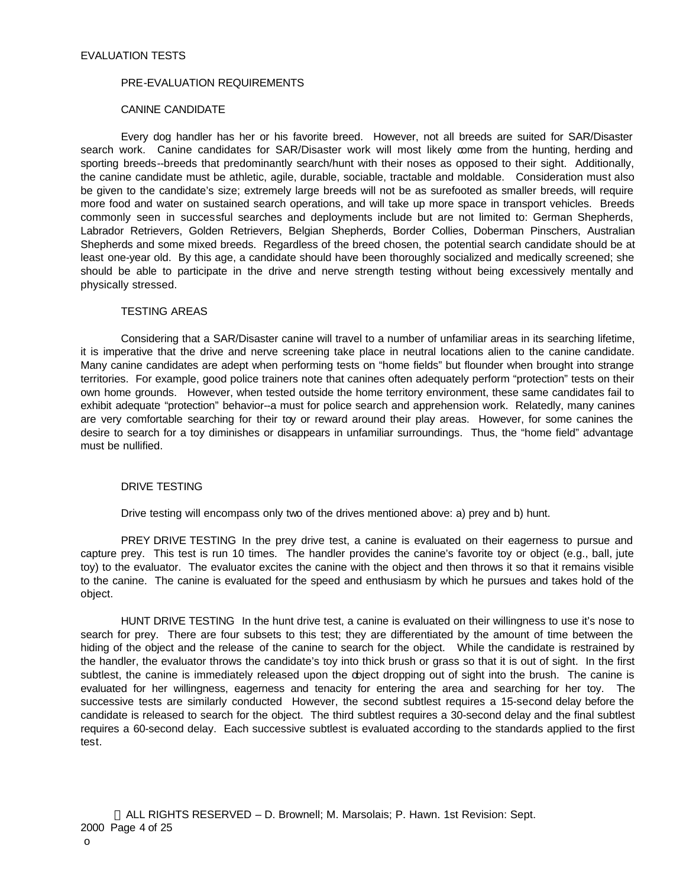# EVALUATION TESTS

## PRE-EVALUATION REQUIREMENTS

### CANINE CANDIDATE

Every dog handler has her or his favorite breed. However, not all breeds are suited for SAR/Disaster search work. Canine candidates for SAR/Disaster work will most likely come from the hunting, herding and sporting breeds--breeds that predominantly search/hunt with their noses as opposed to their sight. Additionally, the canine candidate must be athletic, agile, durable, sociable, tractable and moldable. Consideration must also be given to the candidate's size; extremely large breeds will not be as surefooted as smaller breeds, will require more food and water on sustained search operations, and will take up more space in transport vehicles. Breeds commonly seen in successful searches and deployments include but are not limited to: German Shepherds, Labrador Retrievers, Golden Retrievers, Belgian Shepherds, Border Collies, Doberman Pinschers, Australian Shepherds and some mixed breeds. Regardless of the breed chosen, the potential search candidate should be at least one-year old. By this age, a candidate should have been thoroughly socialized and medically screened; she should be able to participate in the drive and nerve strength testing without being excessively mentally and physically stressed.

### TESTING AREAS

Considering that a SAR/Disaster canine will travel to a number of unfamiliar areas in its searching lifetime, it is imperative that the drive and nerve screening take place in neutral locations alien to the canine candidate. Many canine candidates are adept when performing tests on "home fields" but flounder when brought into strange territories. For example, good police trainers note that canines often adequately perform "protection" tests on their own home grounds. However, when tested outside the home territory environment, these same candidates fail to exhibit adequate "protection" behavior--a must for police search and apprehension work. Relatedly, many canines are very comfortable searching for their toy or reward around their play areas. However, for some canines the desire to search for a toy diminishes or disappears in unfamiliar surroundings. Thus, the "home field" advantage must be nullified.

### DRIVE TESTING

Drive testing will encompass only two of the drives mentioned above: a) prey and b) hunt.

PREY DRIVE TESTING In the prey drive test, a canine is evaluated on their eagerness to pursue and capture prey. This test is run 10 times. The handler provides the canine's favorite toy or object (e.g., ball, jute toy) to the evaluator. The evaluator excites the canine with the object and then throws it so that it remains visible to the canine. The canine is evaluated for the speed and enthusiasm by which he pursues and takes hold of the object.

HUNT DRIVE TESTING In the hunt drive test, a canine is evaluated on their willingness to use it's nose to search for prey. There are four subsets to this test; they are differentiated by the amount of time between the hiding of the object and the release of the canine to search for the object. While the candidate is restrained by the handler, the evaluator throws the candidate's toy into thick brush or grass so that it is out of sight. In the first subtlest, the canine is immediately released upon the object dropping out of sight into the brush. The canine is evaluated for her willingness, eagerness and tenacity for entering the area and searching for her toy. The successive tests are similarly conducted However, the second subtlest requires a 15-second delay before the candidate is released to search for the object. The third subtlest requires a 30-second delay and the final subtlest requires a 60-second delay. Each successive subtlest is evaluated according to the standards applied to the first test.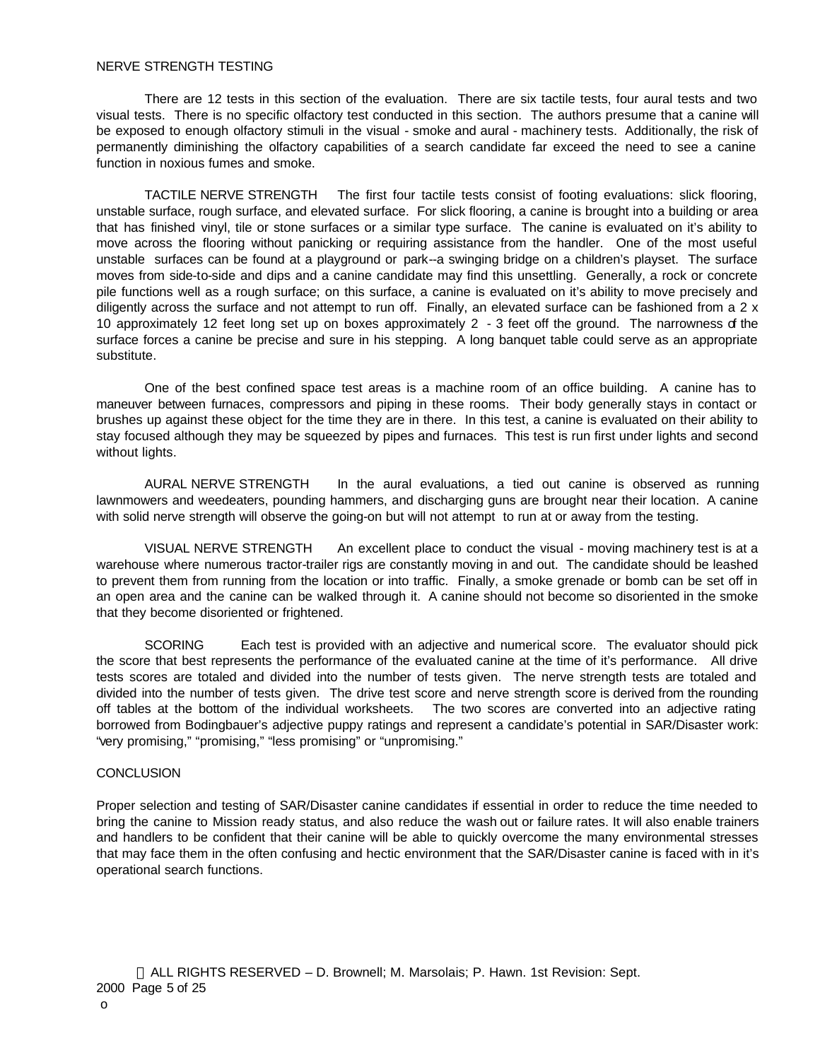## NERVE STRENGTH TESTING

There are 12 tests in this section of the evaluation. There are six tactile tests, four aural tests and two visual tests. There is no specific olfactory test conducted in this section. The authors presume that a canine will be exposed to enough olfactory stimuli in the visual - smoke and aural - machinery tests. Additionally, the risk of permanently diminishing the olfactory capabilities of a search candidate far exceed the need to see a canine function in noxious fumes and smoke.

TACTILE NERVE STRENGTH The first four tactile tests consist of footing evaluations: slick flooring, unstable surface, rough surface, and elevated surface. For slick flooring, a canine is brought into a building or area that has finished vinyl, tile or stone surfaces or a similar type surface. The canine is evaluated on it's ability to move across the flooring without panicking or requiring assistance from the handler. One of the most useful unstable surfaces can be found at a playground or park--a swinging bridge on a children's playset. The surface moves from side-to-side and dips and a canine candidate may find this unsettling. Generally, a rock or concrete pile functions well as a rough surface; on this surface, a canine is evaluated on it's ability to move precisely and diligently across the surface and not attempt to run off. Finally, an elevated surface can be fashioned from a 2 x 10 approximately 12 feet long set up on boxes approximately 2 - 3 feet off the ground. The narrowness of the surface forces a canine be precise and sure in his stepping. A long banquet table could serve as an appropriate substitute.

One of the best confined space test areas is a machine room of an office building. A canine has to maneuver between furnaces, compressors and piping in these rooms. Their body generally stays in contact or brushes up against these object for the time they are in there. In this test, a canine is evaluated on their ability to stay focused although they may be squeezed by pipes and furnaces. This test is run first under lights and second without lights.

AURAL NERVE STRENGTH In the aural evaluations, a tied out canine is observed as running lawnmowers and weedeaters, pounding hammers, and discharging guns are brought near their location. A canine with solid nerve strength will observe the going-on but will not attempt to run at or away from the testing.

VISUAL NERVE STRENGTH An excellent place to conduct the visual - moving machinery test is at a warehouse where numerous tractor-trailer rigs are constantly moving in and out. The candidate should be leashed to prevent them from running from the location or into traffic. Finally, a smoke grenade or bomb can be set off in an open area and the canine can be walked through it. A canine should not become so disoriented in the smoke that they become disoriented or frightened.

SCORING Each test is provided with an adjective and numerical score. The evaluator should pick the score that best represents the performance of the evaluated canine at the time of it's performance. All drive tests scores are totaled and divided into the number of tests given. The nerve strength tests are totaled and divided into the number of tests given. The drive test score and nerve strength score is derived from the rounding off tables at the bottom of the individual worksheets. The two scores are converted into an adjective rating borrowed from Bodingbauer's adjective puppy ratings and represent a candidate's potential in SAR/Disaster work: "very promising," "promising," "less promising" or "unpromising."

## CONCLUSION

Proper selection and testing of SAR/Disaster canine candidates if essential in order to reduce the time needed to bring the canine to Mission ready status, and also reduce the wash out or failure rates. It will also enable trainers and handlers to be confident that their canine will be able to quickly overcome the many environmental stresses that may face them in the often confusing and hectic environment that the SAR/Disaster canine is faced with in it's operational search functions.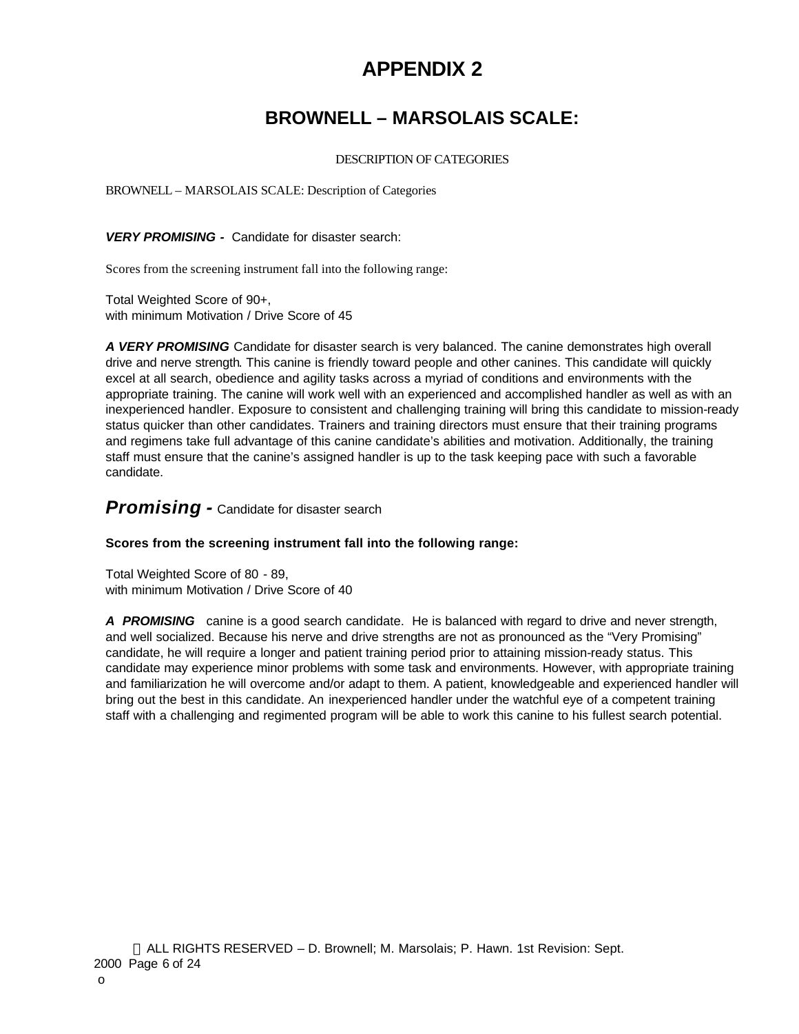# APPENDIX 2

## BROWNELL – MARSOLAIS SCALE:

DESCRIPTION OF CATEGORIES

BROWNELL – MARSOLAIS SCALE: Description of Categories

***VERY PROMISING -*** Candidate for disaster search:

Scores from the screening instrument fall into the following range:

Total Weighted Score of 90+,
with minimum Motivation / Drive Score of 45

***A VERY PROMISING*** Candidate for disaster search is very balanced. The canine demonstrates high overall drive and nerve strength. This canine is friendly toward people and other canines. This candidate will quickly excel at all search, obedience and agility tasks across a myriad of conditions and environments with the appropriate training. The canine will work well with an experienced and accomplished handler as well as with an inexperienced handler. Exposure to consistent and challenging training will bring this candidate to mission-ready status quicker than other candidates. Trainers and training directors must ensure that their training programs and regimens take full advantage of this canine candidate's abilities and motivation. Additionally, the training staff must ensure that the canine's assigned handler is up to the task keeping pace with such a favorable candidate.

## ***Promising -*** Candidate for disaster search

**Scores from the screening instrument fall into the following range:**

Total Weighted Score of 80 - 89,
with minimum Motivation / Drive Score of 40

***A PROMISING*** canine is a good search candidate. He is balanced with regard to drive and never strength, and well socialized. Because his nerve and drive strengths are not as pronounced as the "Very Promising" candidate, he will require a longer and patient training period prior to attaining mission-ready status. This candidate may experience minor problems with some task and environments. However, with appropriate training and familiarization he will overcome and/or adapt to them. A patient, knowledgeable and experienced handler will bring out the best in this candidate. An inexperienced handler under the watchful eye of a competent training staff with a challenging and regimented program will be able to work this canine to his fullest search potential.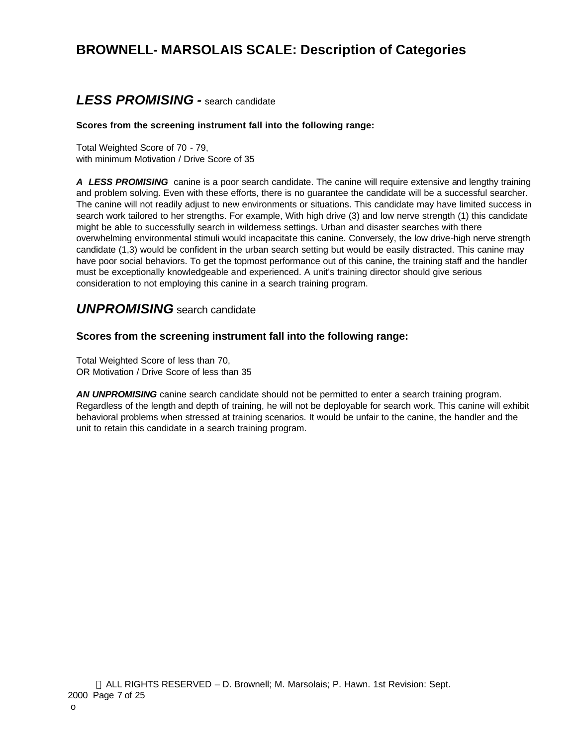## BROWNELL- MARSOLAIS SCALE: Description of Categories

### *LESS PROMISING -* search candidate

**Scores from the screening instrument fall into the following range:**

Total Weighted Score of 70 - 79,
with minimum Motivation / Drive Score of 35

***A LESS PROMISING*** canine is a poor search candidate. The canine will require extensive and lengthy training and problem solving. Even with these efforts, there is no guarantee the candidate will be a successful searcher. The canine will not readily adjust to new environments or situations. This candidate may have limited success in search work tailored to her strengths. For example, With high drive (3) and low nerve strength (1) this candidate might be able to successfully search in wilderness settings. Urban and disaster searches with there overwhelming environmental stimuli would incapacitate this canine. Conversely, the low drive-high nerve strength candidate (1,3) would be confident in the urban search setting but would be easily distracted. This canine may have poor social behaviors. To get the topmost performance out of this canine, the training staff and the handler must be exceptionally knowledgeable and experienced. A unit's training director should give serious consideration to not employing this canine in a search training program.

### *UNPROMISING* search candidate

**Scores from the screening instrument fall into the following range:**

Total Weighted Score of less than 70,
OR Motivation / Drive Score of less than 35

***AN UNPROMISING*** canine search candidate should not be permitted to enter a search training program. Regardless of the length and depth of training, he will not be deployable for search work. This canine will exhibit behavioral problems when stressed at training scenarios. It would be unfair to the canine, the handler and the unit to retain this candidate in a search training program.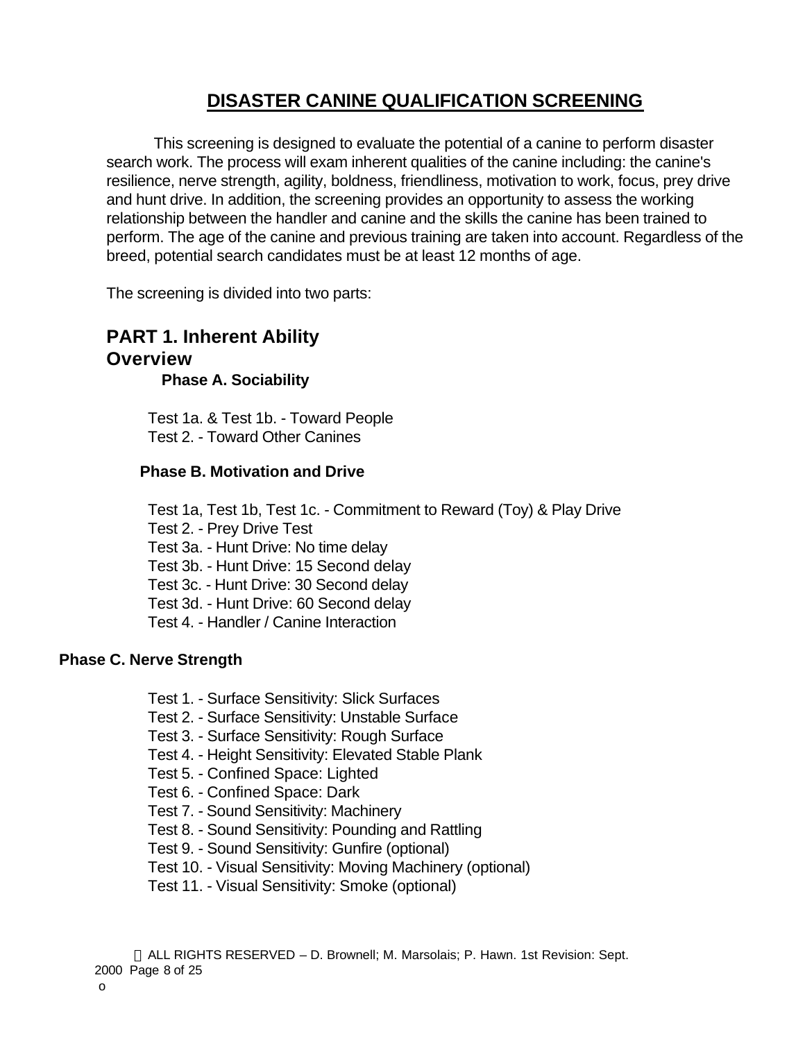# DISASTER CANINE QUALIFICATION SCREENING

This screening is designed to evaluate the potential of a canine to perform disaster search work. The process will exam inherent qualities of the canine including: the canine's resilience, nerve strength, agility, boldness, friendliness, motivation to work, focus, prey drive and hunt drive. In addition, the screening provides an opportunity to assess the working relationship between the handler and canine and the skills the canine has been trained to perform. The age of the canine and previous training are taken into account. Regardless of the breed, potential search candidates must be at least 12 months of age.

The screening is divided into two parts:

## PART 1. Inherent Ability

## Overview

### Phase A. Sociability

Test 1a. & Test 1b. - Toward People
Test 2. - Toward Other Canines

### Phase B. Motivation and Drive

Test 1a, Test 1b, Test 1c. - Commitment to Reward (Toy) & Play Drive
Test 2. - Prey Drive Test
Test 3a. - Hunt Drive: No time delay
Test 3b. - Hunt Drive: 15 Second delay
Test 3c. - Hunt Drive: 30 Second delay
Test 3d. - Hunt Drive: 60 Second delay
Test 4. - Handler / Canine Interaction

### Phase C. Nerve Strength

Test 1. - Surface Sensitivity: Slick Surfaces
Test 2. - Surface Sensitivity: Unstable Surface
Test 3. - Surface Sensitivity: Rough Surface
Test 4. - Height Sensitivity: Elevated Stable Plank
Test 5. - Confined Space: Lighted
Test 6. - Confined Space: Dark
Test 7. - Sound Sensitivity: Machinery
Test 8. - Sound Sensitivity: Pounding and Rattling
Test 9. - Sound Sensitivity: Gunfire (optional)
Test 10. - Visual Sensitivity: Moving Machinery (optional)
Test 11. - Visual Sensitivity: Smoke (optional)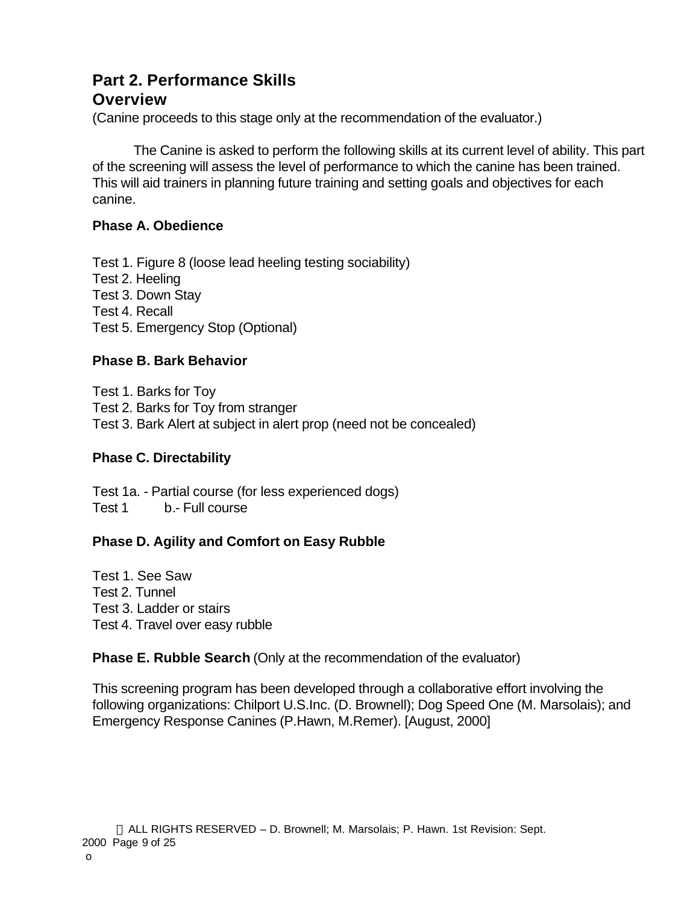# Part 2. Performance Skills

## Overview

(Canine proceeds to this stage only at the recommendation of the evaluator.)

The Canine is asked to perform the following skills at its current level of ability. This part of the screening will assess the level of performance to which the canine has been trained. This will aid trainers in planning future training and setting goals and objectives for each canine.

**Phase A. Obedience**

Test 1. Figure 8 (loose lead heeling testing sociability)
Test 2. Heeling
Test 3. Down Stay
Test 4. Recall
Test 5. Emergency Stop (Optional)

**Phase B. Bark Behavior**

Test 1. Barks for Toy
Test 2. Barks for Toy from stranger
Test 3. Bark Alert at subject in alert prop (need not be concealed)

**Phase C. Directability**

Test 1a. - Partial course (for less experienced dogs)
Test 1 b.- Full course

**Phase D. Agility and Comfort on Easy Rubble**

Test 1. See Saw
Test 2. Tunnel
Test 3. Ladder or stairs
Test 4. Travel over easy rubble

**Phase E. Rubble Search** (Only at the recommendation of the evaluator)

This screening program has been developed through a collaborative effort involving the following organizations: Chilport U.S.Inc. (D. Brownell); Dog Speed One (M. Marsolais); and Emergency Response Canines (P.Hawn, M.Remer). [August, 2000]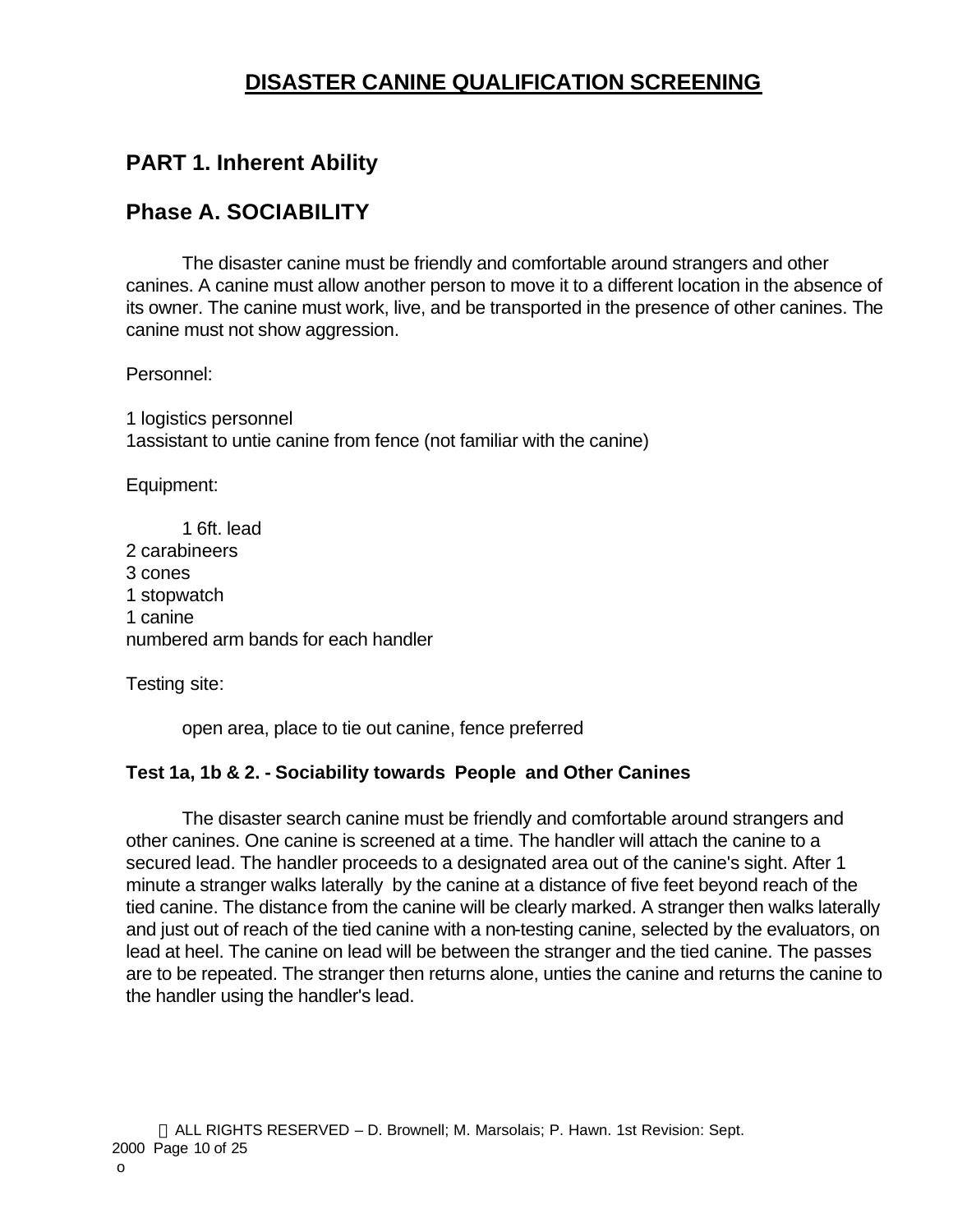# DISASTER CANINE QUALIFICATION SCREENING

## PART 1. Inherent Ability

## Phase A. SOCIABILITY

The disaster canine must be friendly and comfortable around strangers and other canines. A canine must allow another person to move it to a different location in the absence of its owner. The canine must work, live, and be transported in the presence of other canines. The canine must not show aggression.

Personnel:

1 logistics personnel
1assistant to untie canine from fence (not familiar with the canine)

Equipment:

1 6ft. lead
2 carabineers
3 cones
1 stopwatch
1 canine
numbered arm bands for each handler

Testing site:

open area, place to tie out canine, fence preferred

### Test 1a, 1b & 2. - Sociability towards People and Other Canines

The disaster search canine must be friendly and comfortable around strangers and other canines. One canine is screened at a time. The handler will attach the canine to a secured lead. The handler proceeds to a designated area out of the canine's sight. After 1 minute a stranger walks laterally by the canine at a distance of five feet beyond reach of the tied canine. The distance from the canine will be clearly marked. A stranger then walks laterally and just out of reach of the tied canine with a non-testing canine, selected by the evaluators, on lead at heel. The canine on lead will be between the stranger and the tied canine. The passes are to be repeated. The stranger then returns alone, unties the canine and returns the canine to the handler using the handler's lead.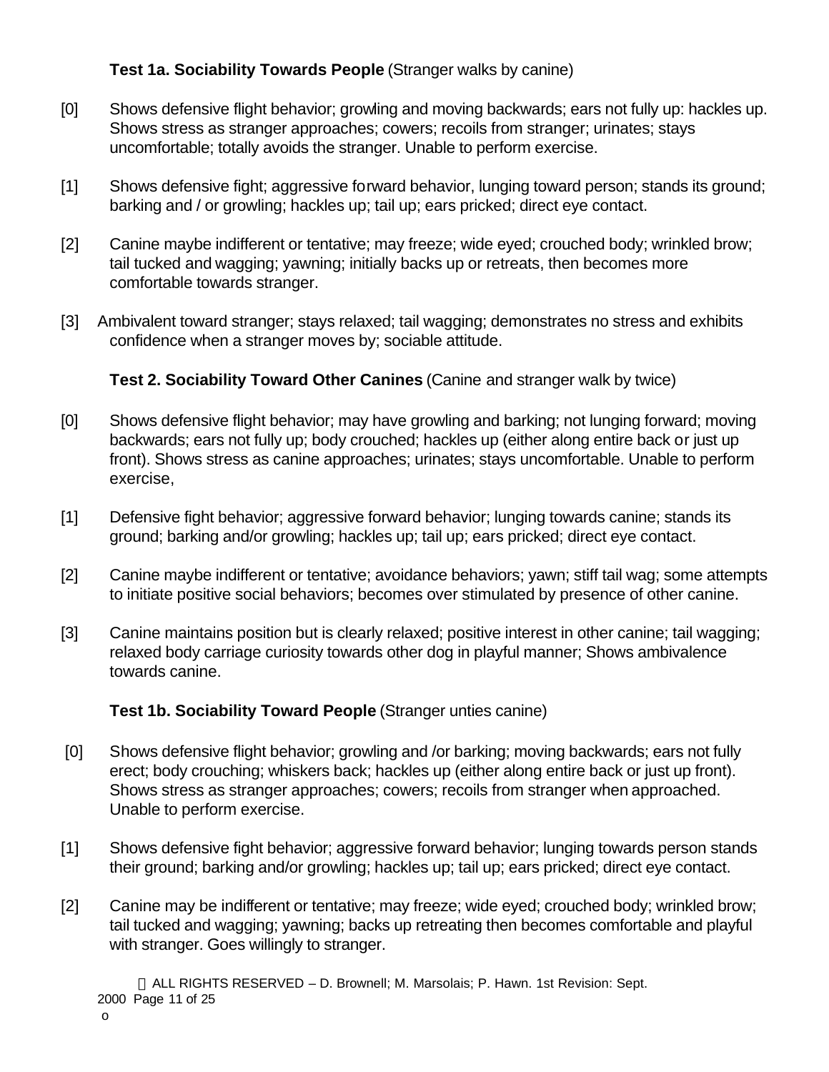**Test 1a. Sociability Towards People** (Stranger walks by canine)

[0] Shows defensive flight behavior; growling and moving backwards; ears not fully up: hackles up. Shows stress as stranger approaches; cowers; recoils from stranger; urinates; stays uncomfortable; totally avoids the stranger. Unable to perform exercise.

[1] Shows defensive fight; aggressive forward behavior, lunging toward person; stands its ground; barking and / or growling; hackles up; tail up; ears pricked; direct eye contact.

[2] Canine maybe indifferent or tentative; may freeze; wide eyed; crouched body; wrinkled brow; tail tucked and wagging; yawning; initially backs up or retreats, then becomes more comfortable towards stranger.

[3] Ambivalent toward stranger; stays relaxed; tail wagging; demonstrates no stress and exhibits confidence when a stranger moves by; sociable attitude.

**Test 2. Sociability Toward Other Canines** (Canine and stranger walk by twice)

[0] Shows defensive flight behavior; may have growling and barking; not lunging forward; moving backwards; ears not fully up; body crouched; hackles up (either along entire back or just up front). Shows stress as canine approaches; urinates; stays uncomfortable. Unable to perform exercise,

[1] Defensive fight behavior; aggressive forward behavior; lunging towards canine; stands its ground; barking and/or growling; hackles up; tail up; ears pricked; direct eye contact.

[2] Canine maybe indifferent or tentative; avoidance behaviors; yawn; stiff tail wag; some attempts to initiate positive social behaviors; becomes over stimulated by presence of other canine.

[3] Canine maintains position but is clearly relaxed; positive interest in other canine; tail wagging; relaxed body carriage curiosity towards other dog in playful manner; Shows ambivalence towards canine.

**Test 1b. Sociability Toward People** (Stranger unties canine)

[0] Shows defensive flight behavior; growling and /or barking; moving backwards; ears not fully erect; body crouching; whiskers back; hackles up (either along entire back or just up front). Shows stress as stranger approaches; cowers; recoils from stranger when approached. Unable to perform exercise.

[1] Shows defensive fight behavior; aggressive forward behavior; lunging towards person stands their ground; barking and/or growling; hackles up; tail up; ears pricked; direct eye contact.

[2] Canine may be indifferent or tentative; may freeze; wide eyed; crouched body; wrinkled brow; tail tucked and wagging; yawning; backs up retreating then becomes comfortable and playful with stranger. Goes willingly to stranger.

© ALL RIGHTS RESERVED – D. Brownell; M. Marsolais; P. Hawn. 1st Revision: Sept. 2000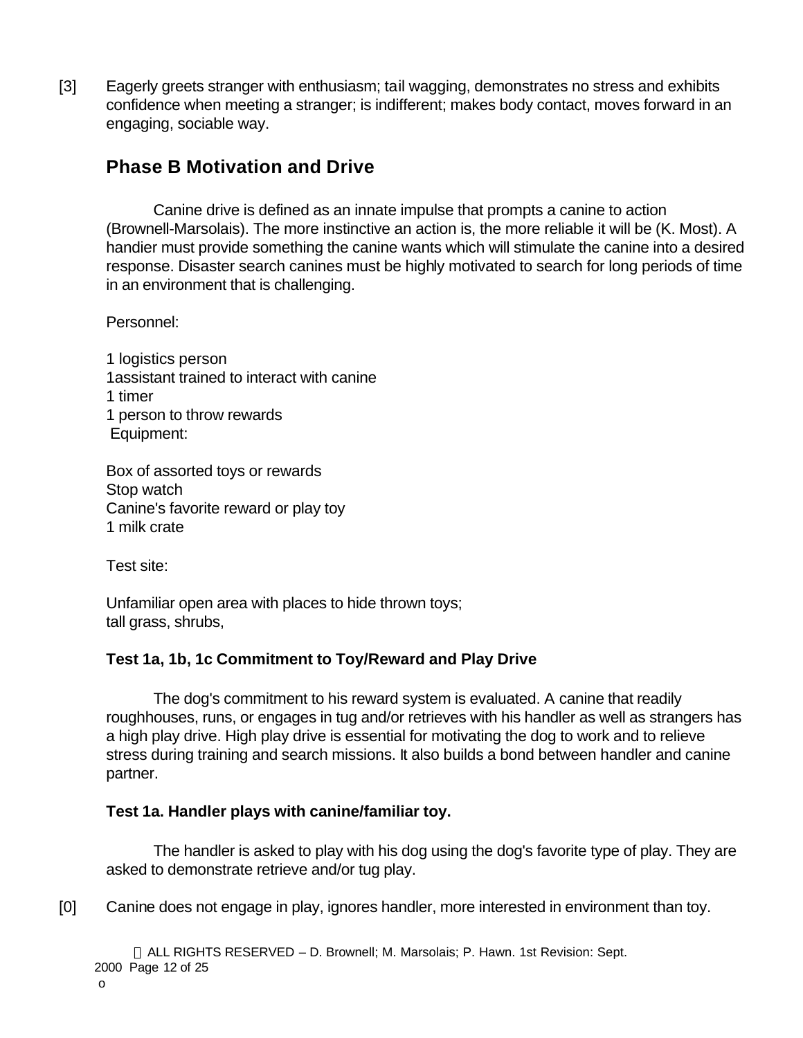[3] Eagerly greets stranger with enthusiasm; tail wagging, demonstrates no stress and exhibits confidence when meeting a stranger; is indifferent; makes body contact, moves forward in an engaging, sociable way.

## Phase B Motivation and Drive

Canine drive is defined as an innate impulse that prompts a canine to action (Brownell-Marsolais). The more instinctive an action is, the more reliable it will be (K. Most). A handler must provide something the canine wants which will stimulate the canine into a desired response. Disaster search canines must be highly motivated to search for long periods of time in an environment that is challenging.

Personnel:

1 logistics person
1assistant trained to interact with canine
1 timer
1 person to throw rewards

Equipment:

Box of assorted toys or rewards
Stop watch
Canine's favorite reward or play toy
1 milk crate

Test site:

Unfamiliar open area with places to hide thrown toys;
tall grass, shrubs,

### Test 1a, 1b, 1c Commitment to Toy/Reward and Play Drive

The dog's commitment to his reward system is evaluated. A canine that readily roughhouses, runs, or engages in tug and/or retrieves with his handler as well as strangers has a high play drive. High play drive is essential for motivating the dog to work and to relieve stress during training and search missions. It also builds a bond between handler and canine partner.

### Test 1a. Handler plays with canine/familiar toy.

The handler is asked to play with his dog using the dog's favorite type of play. They are asked to demonstrate retrieve and/or tug play.

[0] Canine does not engage in play, ignores handler, more interested in environment than toy.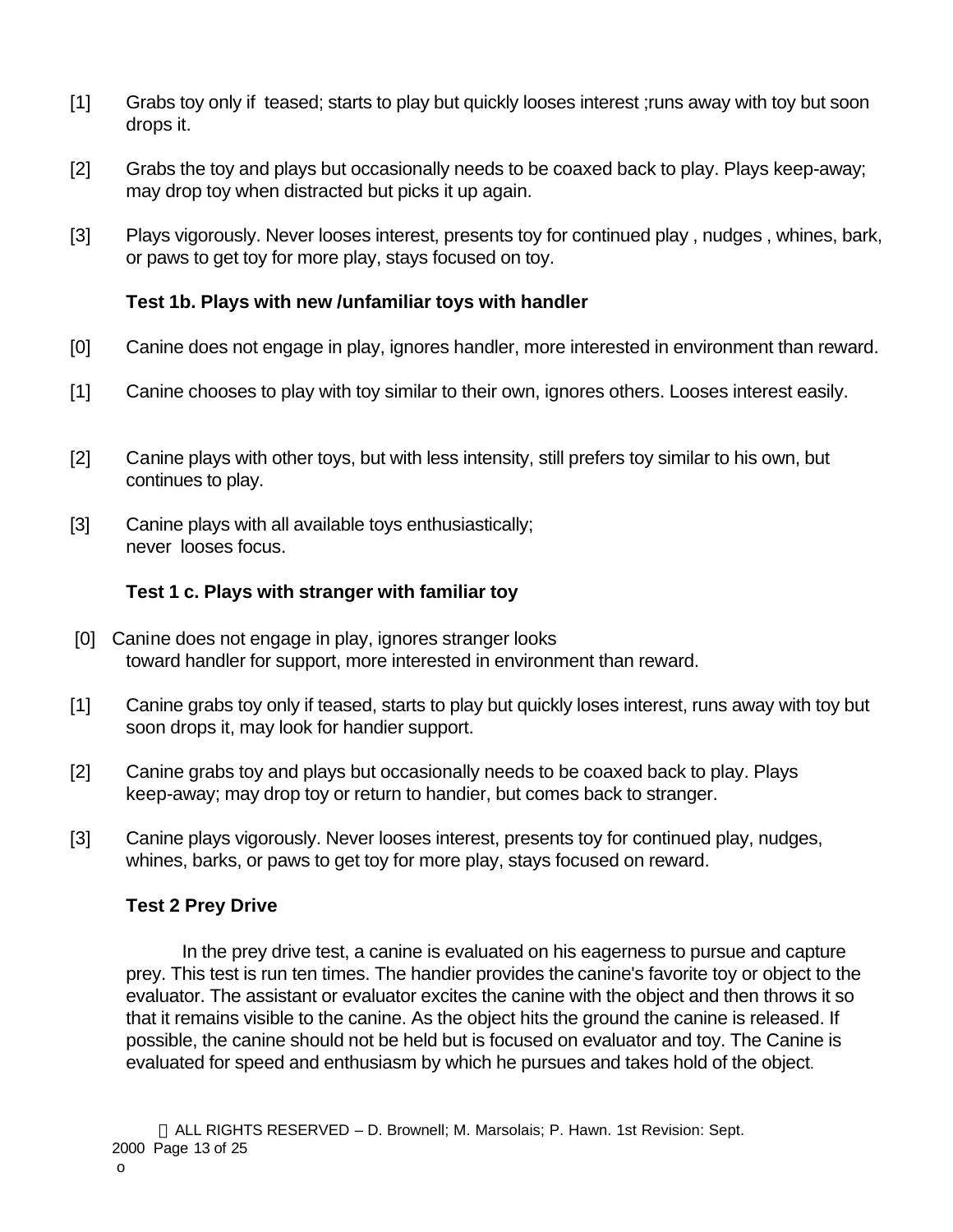[1] Grabs toy only if teased; starts to play but quickly looses interest ;runs away with toy but soon drops it.

[2] Grabs the toy and plays but occasionally needs to be coaxed back to play. Plays keep-away; may drop toy when distracted but picks it up again.

[3] Plays vigorously. Never looses interest, presents toy for continued play , nudges , whines, bark, or paws to get toy for more play, stays focused on toy.

**Test 1b. Plays with new /unfamiliar toys with handler**

[0] Canine does not engage in play, ignores handler, more interested in environment than reward.

[1] Canine chooses to play with toy similar to their own, ignores others. Looses interest easily.

[2] Canine plays with other toys, but with less intensity, still prefers toy similar to his own, but continues to play.

[3] Canine plays with all available toys enthusiastically; never looses focus.

**Test 1 c. Plays with stranger with familiar toy**

[0] Canine does not engage in play, ignores stranger looks toward handler for support, more interested in environment than reward.

[1] Canine grabs toy only if teased, starts to play but quickly loses interest, runs away with toy but soon drops it, may look for handier support.

[2] Canine grabs toy and plays but occasionally needs to be coaxed back to play. Plays keep-away; may drop toy or return to handier, but comes back to stranger.

[3] Canine plays vigorously. Never looses interest, presents toy for continued play, nudges, whines, barks, or paws to get toy for more play, stays focused on reward.

**Test 2 Prey Drive**

In the prey drive test, a canine is evaluated on his eagerness to pursue and capture prey. This test is run ten times. The handier provides the canine's favorite toy or object to the evaluator. The assistant or evaluator excites the canine with the object and then throws it so that it remains visible to the canine. As the object hits the ground the canine is released. If possible, the canine should not be held but is focused on evaluator and toy. The Canine is evaluated for speed and enthusiasm by which he pursues and takes hold of the object.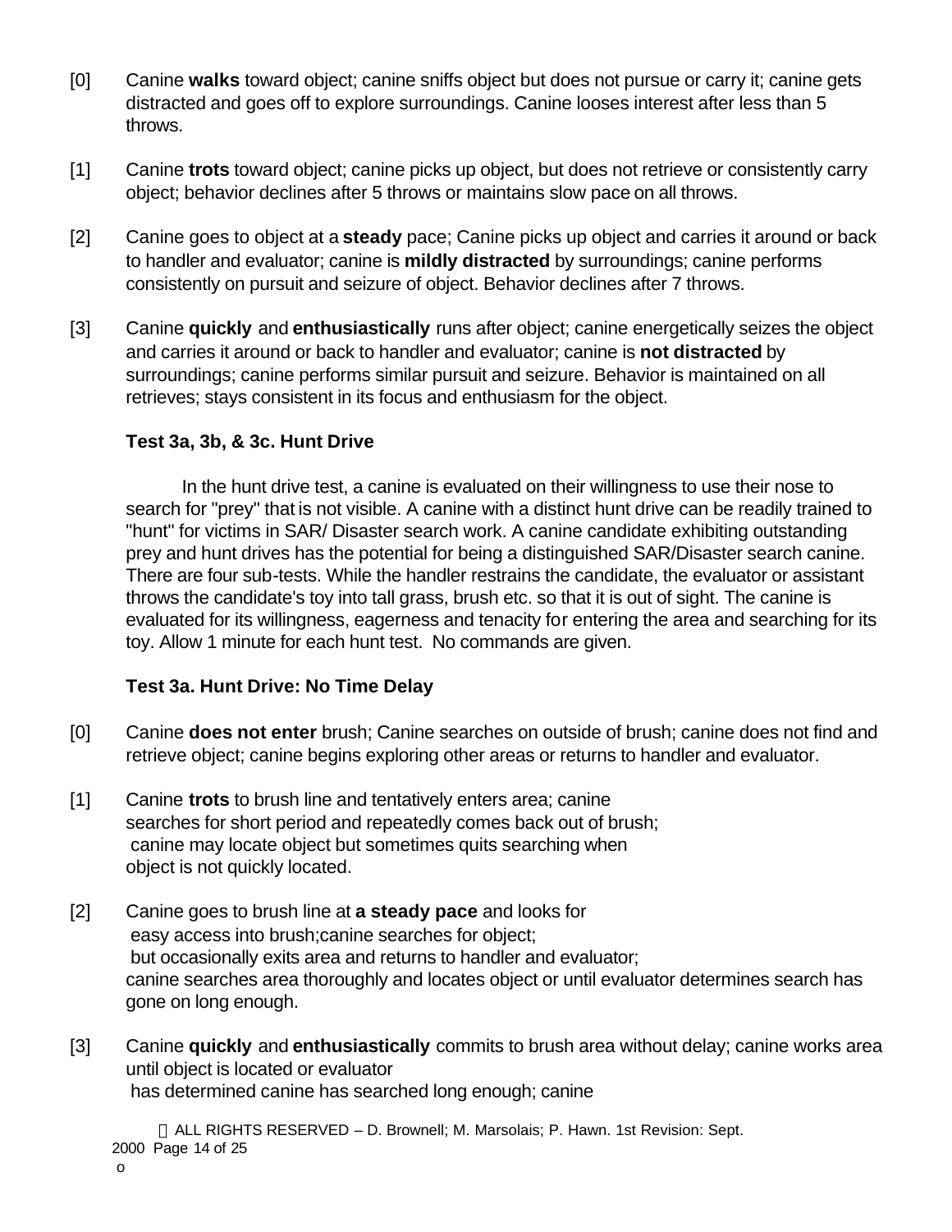[0] Canine **walks** toward object; canine sniffs object but does not pursue or carry it; canine gets distracted and goes off to explore surroundings. Canine looses interest after less than 5 throws.

[1] Canine **trots** toward object; canine picks up object, but does not retrieve or consistently carry object; behavior declines after 5 throws or maintains slow pace on all throws.

[2] Canine goes to object at a **steady** pace; Canine picks up object and carries it around or back to handler and evaluator; canine is **mildly distracted** by surroundings; canine performs consistently on pursuit and seizure of object. Behavior declines after 7 throws.

[3] Canine **quickly** and **enthusiastically** runs after object; canine energetically seizes the object and carries it around or back to handler and evaluator; canine is **not distracted** by surroundings; canine performs similar pursuit and seizure. Behavior is maintained on all retrieves; stays consistent in its focus and enthusiasm for the object.

### Test 3a, 3b, & 3c. Hunt Drive

In the hunt drive test, a canine is evaluated on their willingness to use their nose to search for "prey" that is not visible. A canine with a distinct hunt drive can be readily trained to "hunt" for victims in SAR/ Disaster search work. A canine candidate exhibiting outstanding prey and hunt drives has the potential for being a distinguished SAR/Disaster search canine. There are four sub-tests. While the handler restrains the candidate, the evaluator or assistant throws the candidate's toy into tall grass, brush etc. so that it is out of sight. The canine is evaluated for its willingness, eagerness and tenacity for entering the area and searching for its toy. Allow 1 minute for each hunt test. No commands are given.

### Test 3a. Hunt Drive: No Time Delay

[0] Canine **does not enter** brush; Canine searches on outside of brush; canine does not find and retrieve object; canine begins exploring other areas or returns to handler and evaluator.

[1] Canine **trots** to brush line and tentatively enters area; canine searches for short period and repeatedly comes back out of brush; canine may locate object but sometimes quits searching when object is not quickly located.

[2] Canine goes to brush line at **a steady pace** and looks for easy access into brush;canine searches for object; but occasionally exits area and returns to handler and evaluator; canine searches area thoroughly and locates object or until evaluator determines search has gone on long enough.

[3] Canine **quickly** and **enthusiastically** commits to brush area without delay; canine works area until object is located or evaluator has determined canine has searched long enough; canine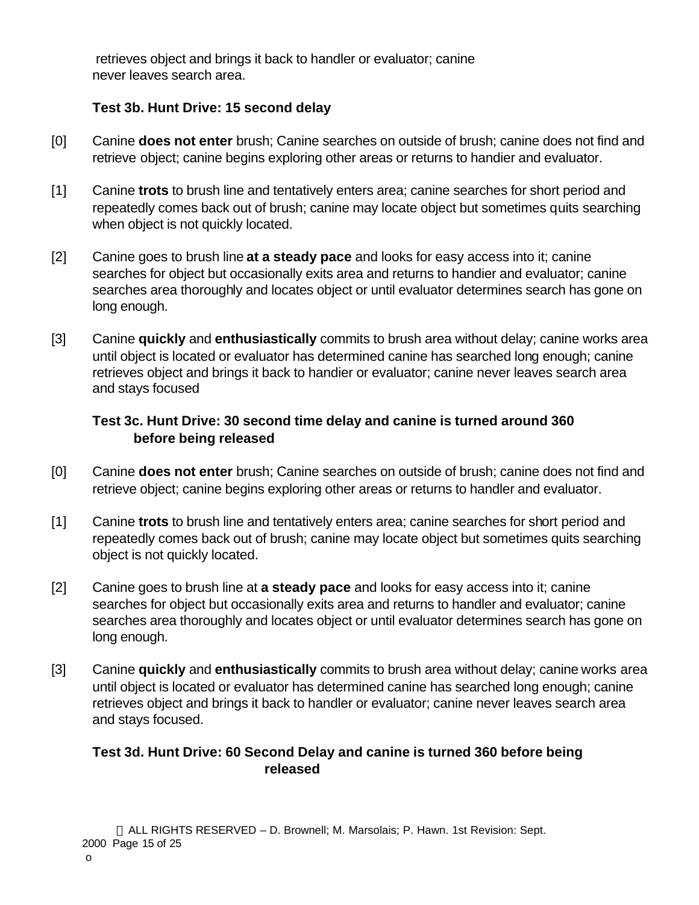retrieves object and brings it back to handler or evaluator; canine never leaves search area.

**Test 3b. Hunt Drive: 15 second delay**

[0] Canine **does not enter** brush; Canine searches on outside of brush; canine does not find and retrieve object; canine begins exploring other areas or returns to handier and evaluator.

[1] Canine **trots** to brush line and tentatively enters area; canine searches for short period and repeatedly comes back out of brush; canine may locate object but sometimes quits searching when object is not quickly located.

[2] Canine goes to brush line **at a steady pace** and looks for easy access into it; canine searches for object but occasionally exits area and returns to handier and evaluator; canine searches area thoroughly and locates object or until evaluator determines search has gone on long enough.

[3] Canine **quickly** and **enthusiastically** commits to brush area without delay; canine works area until object is located or evaluator has determined canine has searched long enough; canine retrieves object and brings it back to handier or evaluator; canine never leaves search area and stays focused

**Test 3c. Hunt Drive: 30 second time delay and canine is turned around 360 before being released**

[0] Canine **does not enter** brush; Canine searches on outside of brush; canine does not find and retrieve object; canine begins exploring other areas or returns to handler and evaluator.

[1] Canine **trots** to brush line and tentatively enters area; canine searches for short period and repeatedly comes back out of brush; canine may locate object but sometimes quits searching object is not quickly located.

[2] Canine goes to brush line at **a steady pace** and looks for easy access into it; canine searches for object but occasionally exits area and returns to handler and evaluator; canine searches area thoroughly and locates object or until evaluator determines search has gone on long enough.

[3] Canine **quickly** and **enthusiastically** commits to brush area without delay; canine works area until object is located or evaluator has determined canine has searched long enough; canine retrieves object and brings it back to handler or evaluator; canine never leaves search area and stays focused.

**Test 3d. Hunt Drive: 60 Second Delay and canine is turned 360 before being released**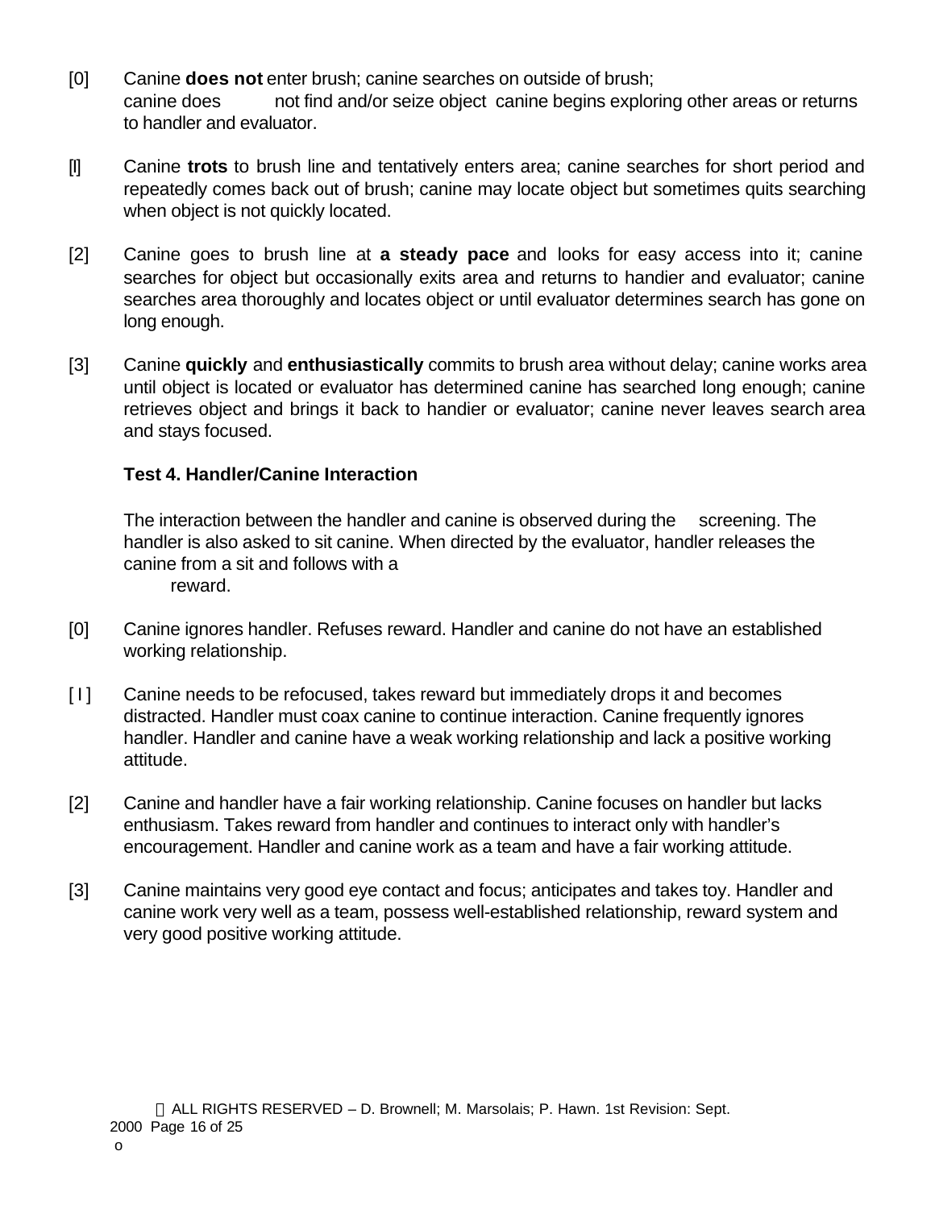[0] Canine **does not** enter brush; canine searches on outside of brush; canine does not find and/or seize object canine begins exploring other areas or returns to handler and evaluator.

[l] Canine **trots** to brush line and tentatively enters area; canine searches for short period and repeatedly comes back out of brush; canine may locate object but sometimes quits searching when object is not quickly located.

[2] Canine goes to brush line at **a steady pace** and looks for easy access into it; canine searches for object but occasionally exits area and returns to handier and evaluator; canine searches area thoroughly and locates object or until evaluator determines search has gone on long enough.

[3] Canine **quickly** and **enthusiastically** commits to brush area without delay; canine works area until object is located or evaluator has determined canine has searched long enough; canine retrieves object and brings it back to handier or evaluator; canine never leaves search area and stays focused.

**Test 4. Handler/Canine Interaction**

The interaction between the handler and canine is observed during the screening. The handler is also asked to sit canine. When directed by the evaluator, handler releases the canine from a sit and follows with a reward.

[0] Canine ignores handler. Refuses reward. Handler and canine do not have an established working relationship.

[ l ] Canine needs to be refocused, takes reward but immediately drops it and becomes distracted. Handler must coax canine to continue interaction. Canine frequently ignores handler. Handler and canine have a weak working relationship and lack a positive working attitude.

[2] Canine and handler have a fair working relationship. Canine focuses on handler but lacks enthusiasm. Takes reward from handler and continues to interact only with handler's encouragement. Handler and canine work as a team and have a fair working attitude.

[3] Canine maintains very good eye contact and focus; anticipates and takes toy. Handler and canine work very well as a team, possess well-established relationship, reward system and very good positive working attitude.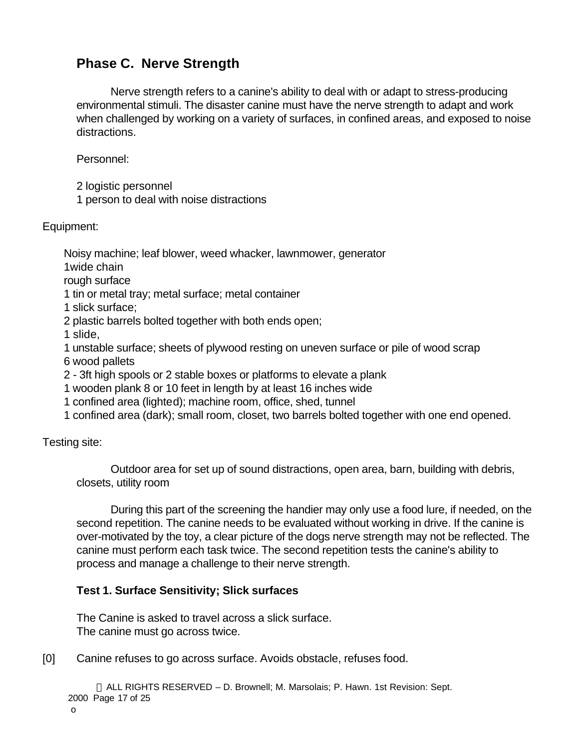## Phase C. Nerve Strength

Nerve strength refers to a canine's ability to deal with or adapt to stress-producing environmental stimuli. The disaster canine must have the nerve strength to adapt and work when challenged by working on a variety of surfaces, in confined areas, and exposed to noise distractions.

Personnel:

2 logistic personnel
1 person to deal with noise distractions

Equipment:

Noisy machine; leaf blower, weed whacker, lawnmower, generator
1wide chain
rough surface
1 tin or metal tray; metal surface; metal container
1 slick surface;
2 plastic barrels bolted together with both ends open;
1 slide,
1 unstable surface; sheets of plywood resting on uneven surface or pile of wood scrap
6 wood pallets
2 - 3ft high spools or 2 stable boxes or platforms to elevate a plank
1 wooden plank 8 or 10 feet in length by at least 16 inches wide
1 confined area (lighted); machine room, office, shed, tunnel
1 confined area (dark); small room, closet, two barrels bolted together with one end opened.

Testing site:

Outdoor area for set up of sound distractions, open area, barn, building with debris, closets, utility room

During this part of the screening the handier may only use a food lure, if needed, on the second repetition. The canine needs to be evaluated without working in drive. If the canine is over-motivated by the toy, a clear picture of the dogs nerve strength may not be reflected. The canine must perform each task twice. The second repetition tests the canine's ability to process and manage a challenge to their nerve strength.

**Test 1. Surface Sensitivity; Slick surfaces**

The Canine is asked to travel across a slick surface.
The canine must go across twice.

[0] Canine refuses to go across surface. Avoids obstacle, refuses food.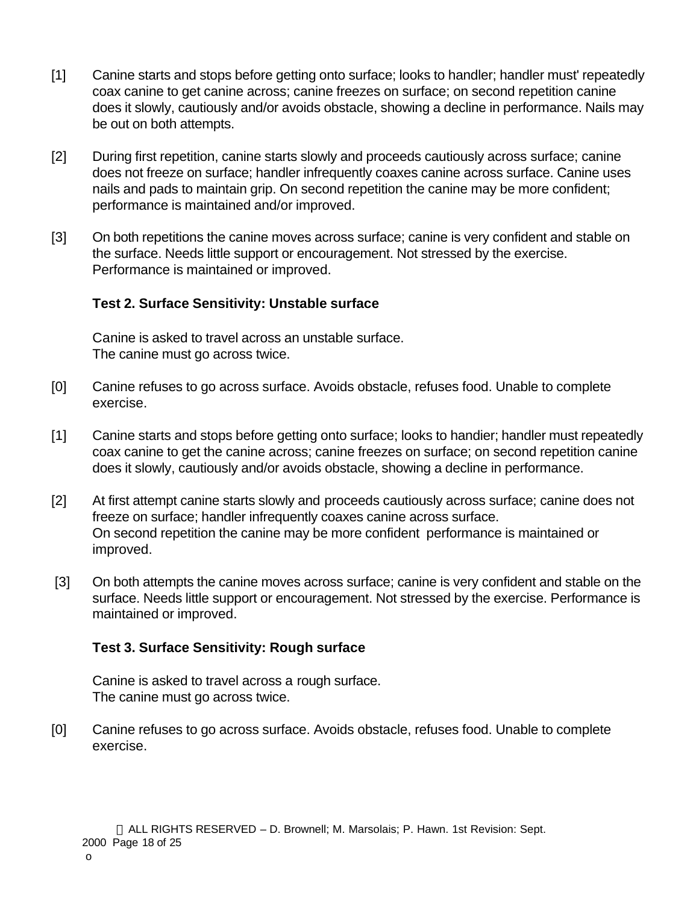[1] Canine starts and stops before getting onto surface; looks to handler; handler must' repeatedly coax canine to get canine across; canine freezes on surface; on second repetition canine does it slowly, cautiously and/or avoids obstacle, showing a decline in performance. Nails may be out on both attempts.

[2] During first repetition, canine starts slowly and proceeds cautiously across surface; canine does not freeze on surface; handler infrequently coaxes canine across surface. Canine uses nails and pads to maintain grip. On second repetition the canine may be more confident; performance is maintained and/or improved.

[3] On both repetitions the canine moves across surface; canine is very confident and stable on the surface. Needs little support or encouragement. Not stressed by the exercise. Performance is maintained or improved.

**Test 2. Surface Sensitivity: Unstable surface**

Canine is asked to travel across an unstable surface.
The canine must go across twice.

[0] Canine refuses to go across surface. Avoids obstacle, refuses food. Unable to complete exercise.

[1] Canine starts and stops before getting onto surface; looks to handier; handler must repeatedly coax canine to get the canine across; canine freezes on surface; on second repetition canine does it slowly, cautiously and/or avoids obstacle, showing a decline in performance.

[2] At first attempt canine starts slowly and proceeds cautiously across surface; canine does not freeze on surface; handler infrequently coaxes canine across surface.
On second repetition the canine may be more confident performance is maintained or improved.

[3] On both attempts the canine moves across surface; canine is very confident and stable on the surface. Needs little support or encouragement. Not stressed by the exercise. Performance is maintained or improved.

**Test 3. Surface Sensitivity: Rough surface**

Canine is asked to travel across a rough surface.
The canine must go across twice.

[0] Canine refuses to go across surface. Avoids obstacle, refuses food. Unable to complete exercise.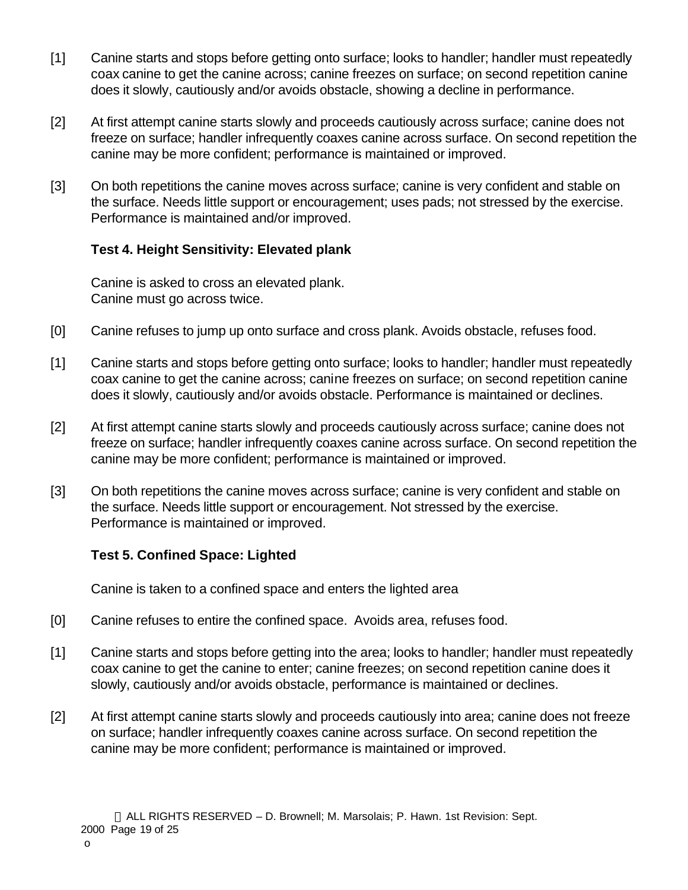[1] Canine starts and stops before getting onto surface; looks to handler; handler must repeatedly coax canine to get the canine across; canine freezes on surface; on second repetition canine does it slowly, cautiously and/or avoids obstacle, showing a decline in performance.

[2] At first attempt canine starts slowly and proceeds cautiously across surface; canine does not freeze on surface; handler infrequently coaxes canine across surface. On second repetition the canine may be more confident; performance is maintained or improved.

[3] On both repetitions the canine moves across surface; canine is very confident and stable on the surface. Needs little support or encouragement; uses pads; not stressed by the exercise. Performance is maintained and/or improved.

**Test 4. Height Sensitivity: Elevated plank**

Canine is asked to cross an elevated plank.
Canine must go across twice.

[0] Canine refuses to jump up onto surface and cross plank. Avoids obstacle, refuses food.

[1] Canine starts and stops before getting onto surface; looks to handler; handler must repeatedly coax canine to get the canine across; canine freezes on surface; on second repetition canine does it slowly, cautiously and/or avoids obstacle. Performance is maintained or declines.

[2] At first attempt canine starts slowly and proceeds cautiously across surface; canine does not freeze on surface; handler infrequently coaxes canine across surface. On second repetition the canine may be more confident; performance is maintained or improved.

[3] On both repetitions the canine moves across surface; canine is very confident and stable on the surface. Needs little support or encouragement. Not stressed by the exercise. Performance is maintained or improved.

**Test 5. Confined Space: Lighted**

Canine is taken to a confined space and enters the lighted area

[0] Canine refuses to entire the confined space. Avoids area, refuses food.

[1] Canine starts and stops before getting into the area; looks to handler; handler must repeatedly coax canine to get the canine to enter; canine freezes; on second repetition canine does it slowly, cautiously and/or avoids obstacle, performance is maintained or declines.

[2] At first attempt canine starts slowly and proceeds cautiously into area; canine does not freeze on surface; handler infrequently coaxes canine across surface. On second repetition the canine may be more confident; performance is maintained or improved.

 ALL RIGHTS RESERVED – D. Brownell; M. Marsolais; P. Hawn. 1st Revision: Sept. 2000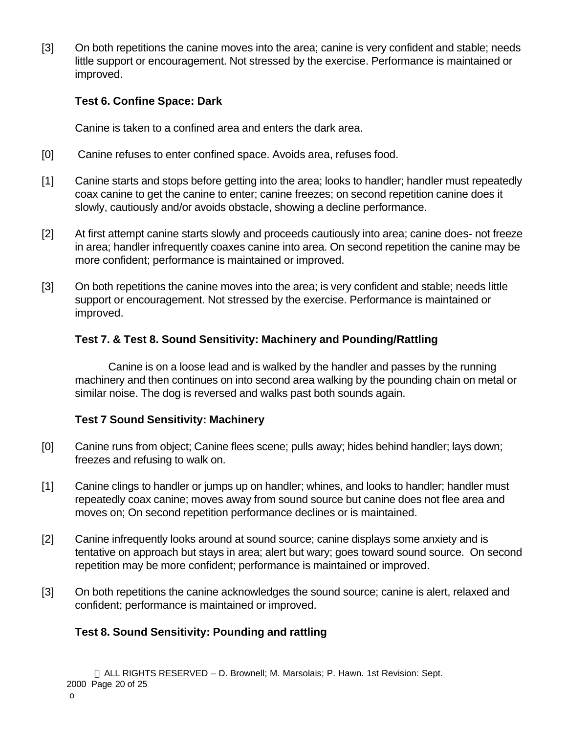[3] On both repetitions the canine moves into the area; canine is very confident and stable; needs little support or encouragement. Not stressed by the exercise. Performance is maintained or improved.

**Test 6. Confine Space: Dark**

Canine is taken to a confined area and enters the dark area.

[0] Canine refuses to enter confined space. Avoids area, refuses food.

[1] Canine starts and stops before getting into the area; looks to handler; handler must repeatedly coax canine to get the canine to enter; canine freezes; on second repetition canine does it slowly, cautiously and/or avoids obstacle, showing a decline performance.

[2] At first attempt canine starts slowly and proceeds cautiously into area; canine does- not freeze in area; handler infrequently coaxes canine into area. On second repetition the canine may be more confident; performance is maintained or improved.

[3] On both repetitions the canine moves into the area; is very confident and stable; needs little support or encouragement. Not stressed by the exercise. Performance is maintained or improved.

**Test 7. & Test 8. Sound Sensitivity: Machinery and Pounding/Rattling**

Canine is on a loose lead and is walked by the handler and passes by the running machinery and then continues on into second area walking by the pounding chain on metal or similar noise. The dog is reversed and walks past both sounds again.

**Test 7 Sound Sensitivity: Machinery**

[0] Canine runs from object; Canine flees scene; pulls away; hides behind handler; lays down; freezes and refusing to walk on.

[1] Canine clings to handler or jumps up on handler; whines, and looks to handler; handler must repeatedly coax canine; moves away from sound source but canine does not flee area and moves on; On second repetition performance declines or is maintained.

[2] Canine infrequently looks around at sound source; canine displays some anxiety and is tentative on approach but stays in area; alert but wary; goes toward sound source. On second repetition may be more confident; performance is maintained or improved.

[3] On both repetitions the canine acknowledges the sound source; canine is alert, relaxed and confident; performance is maintained or improved.

**Test 8. Sound Sensitivity: Pounding and rattling**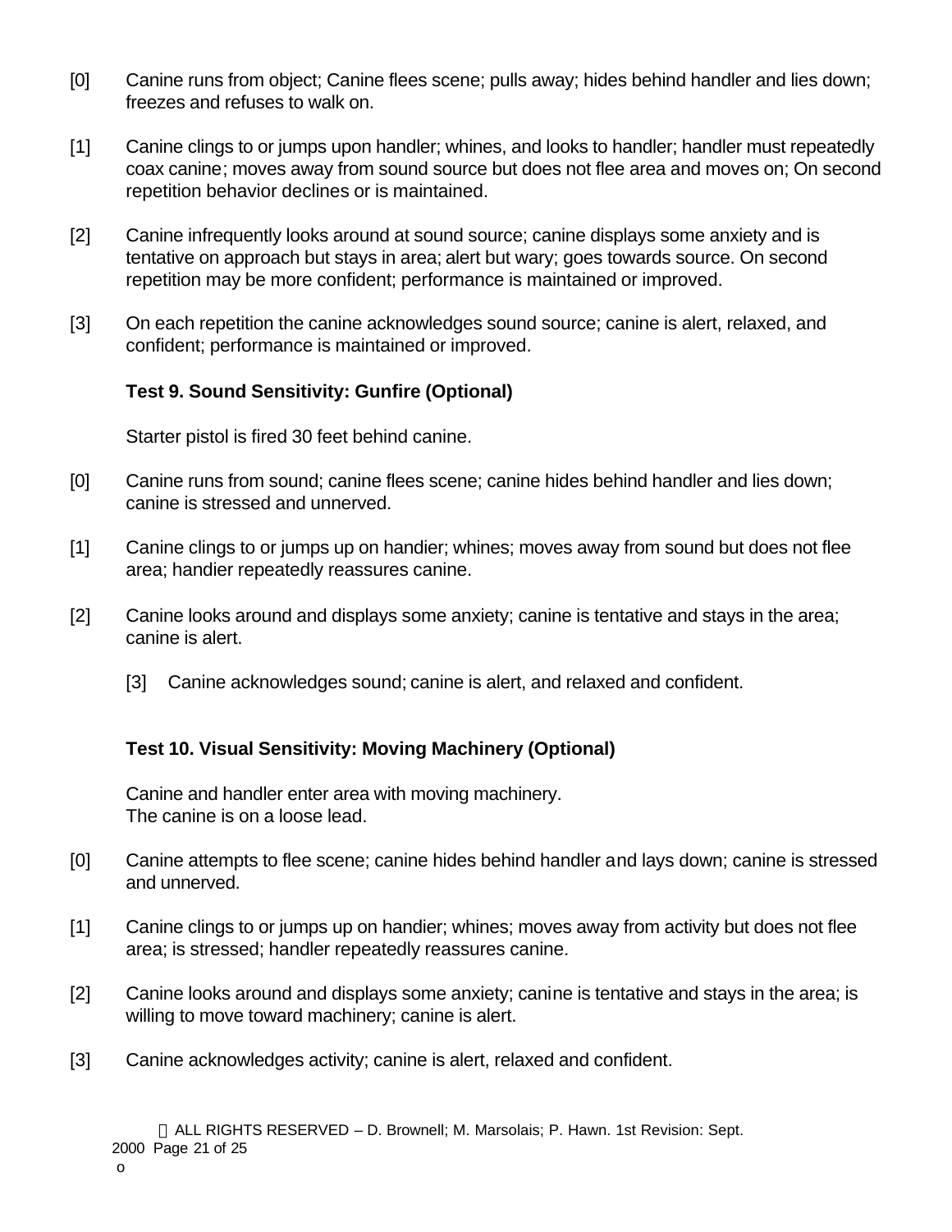[0] Canine runs from object; Canine flees scene; pulls away; hides behind handler and lies down; freezes and refuses to walk on.

[1] Canine clings to or jumps upon handler; whines, and looks to handler; handler must repeatedly coax canine; moves away from sound source but does not flee area and moves on; On second repetition behavior declines or is maintained.

[2] Canine infrequently looks around at sound source; canine displays some anxiety and is tentative on approach but stays in area; alert but wary; goes towards source. On second repetition may be more confident; performance is maintained or improved.

[3] On each repetition the canine acknowledges sound source; canine is alert, relaxed, and confident; performance is maintained or improved.

**Test 9. Sound Sensitivity: Gunfire (Optional)**

Starter pistol is fired 30 feet behind canine.

[0] Canine runs from sound; canine flees scene; canine hides behind handler and lies down; canine is stressed and unnerved.

[1] Canine clings to or jumps up on handier; whines; moves away from sound but does not flee area; handier repeatedly reassures canine.

[2] Canine looks around and displays some anxiety; canine is tentative and stays in the area; canine is alert.

[3] Canine acknowledges sound; canine is alert, and relaxed and confident.

**Test 10. Visual Sensitivity: Moving Machinery (Optional)**

Canine and handler enter area with moving machinery.
The canine is on a loose lead.

[0] Canine attempts to flee scene; canine hides behind handler and lays down; canine is stressed and unnerved.

[1] Canine clings to or jumps up on handier; whines; moves away from activity but does not flee area; is stressed; handler repeatedly reassures canine.

[2] Canine looks around and displays some anxiety; canine is tentative and stays in the area; is willing to move toward machinery; canine is alert.

[3] Canine acknowledges activity; canine is alert, relaxed and confident.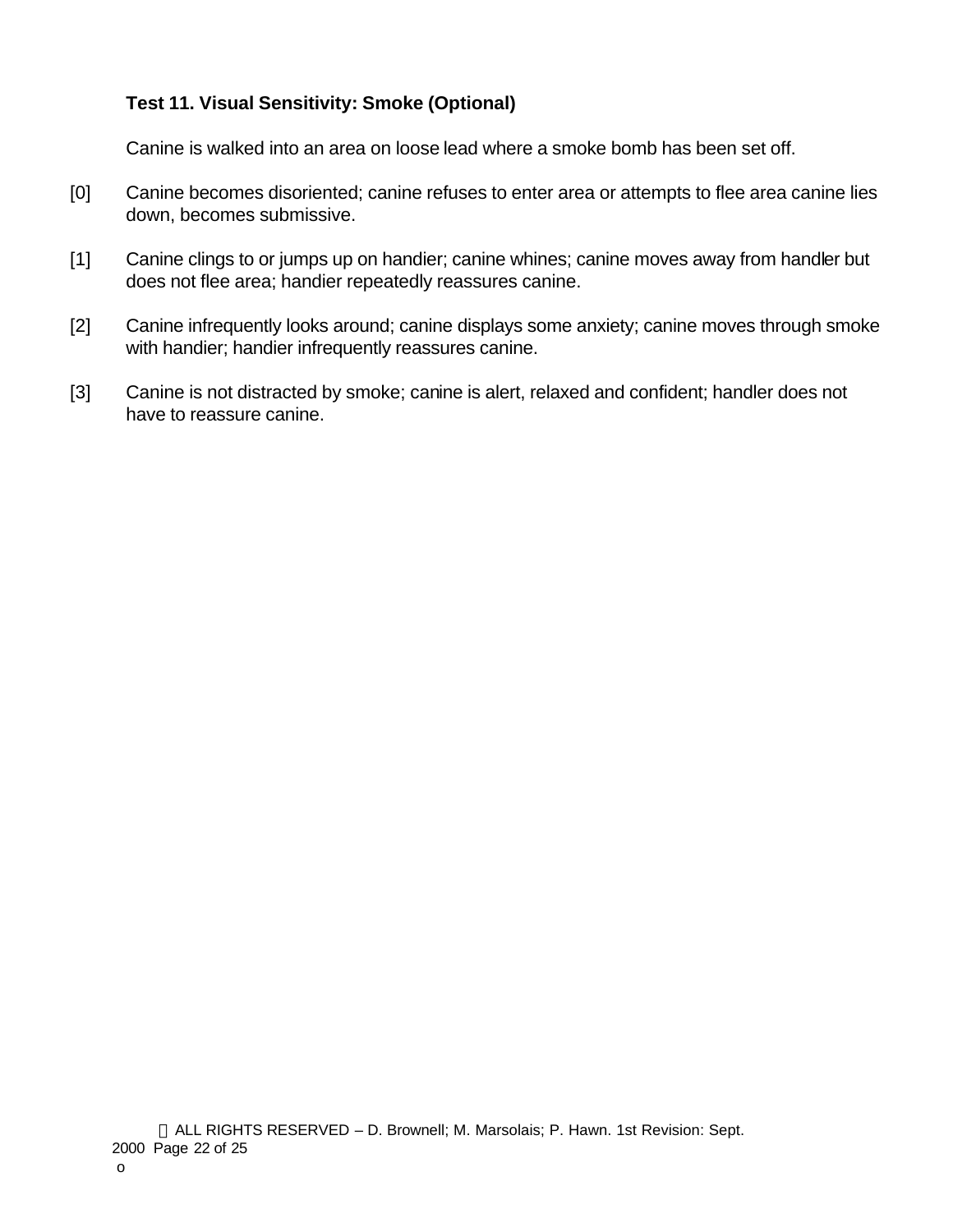**Test 11. Visual Sensitivity: Smoke (Optional)**

Canine is walked into an area on loose lead where a smoke bomb has been set off.

[0] Canine becomes disoriented; canine refuses to enter area or attempts to flee area canine lies down, becomes submissive.

[1] Canine clings to or jumps up on handier; canine whines; canine moves away from handler but does not flee area; handier repeatedly reassures canine.

[2] Canine infrequently looks around; canine displays some anxiety; canine moves through smoke with handier; handier infrequently reassures canine.

[3] Canine is not distracted by smoke; canine is alert, relaxed and confident; handler does not have to reassure canine.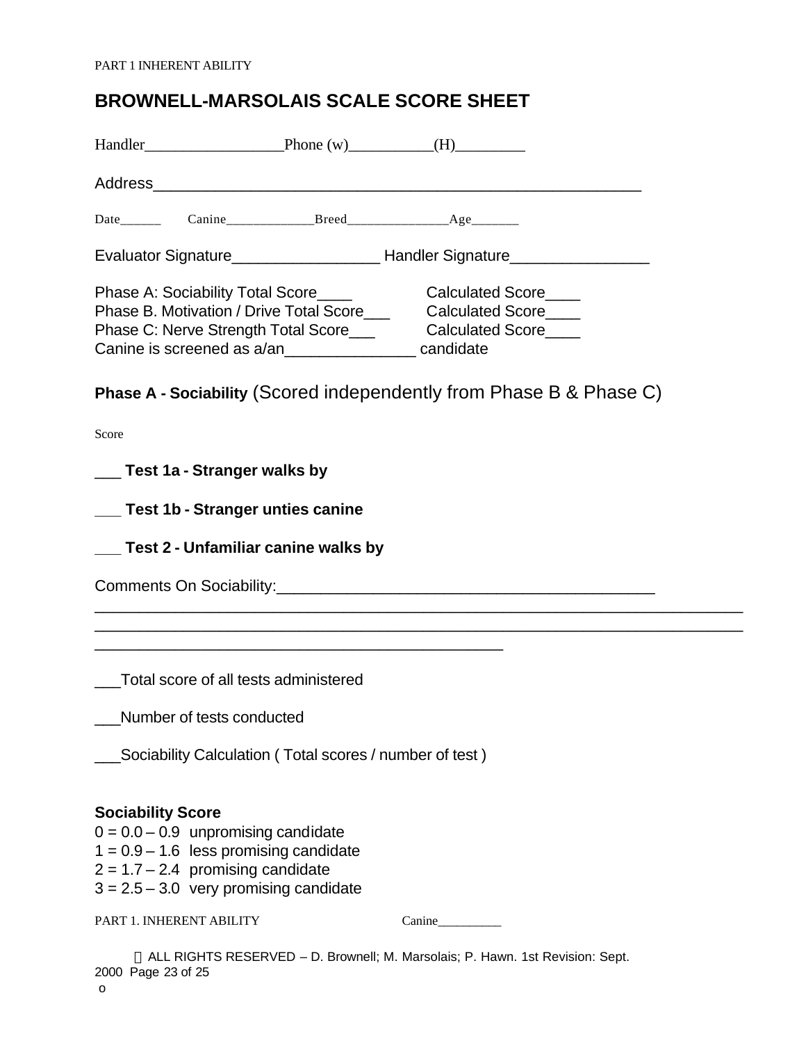# BROWNELL-MARSOLAIS SCALE SCORE SHEET

Handler_________________Phone (w)__________(H)_________

Address_______________________________________________________

Date______ Canine_____________Breed_______________Age_______

Evaluator Signature_________________ Handler Signature________________

Phase A: Sociability Total Score____ Calculated Score____
Phase B. Motivation / Drive Total Score___ Calculated Score____
Phase C: Nerve Strength Total Score___ Calculated Score____
Canine is screened as a/an_______________ candidate

## **Phase A - Sociability** (Scored independently from Phase B & Phase C)

Score

___ **Test 1a - Stranger walks by**

___ **Test 1b - Stranger unties canine**

___ **Test 2 - Unfamiliar canine walks by**

Comments On Sociability:____________________________________________
________________________________________________________________________
________________________________________________________________________
______________________________________________

___Total score of all tests administered

___Number of tests conducted

___Sociability Calculation ( Total scores / number of test )

**Sociability Score**
0 = 0.0 – 0.9 unpromising candidate
1 = 0.9 – 1.6 less promising candidate
2 = 1.7 – 2.4 promising candidate
3 = 2.5 – 3.0 very promising candidate

Canine__________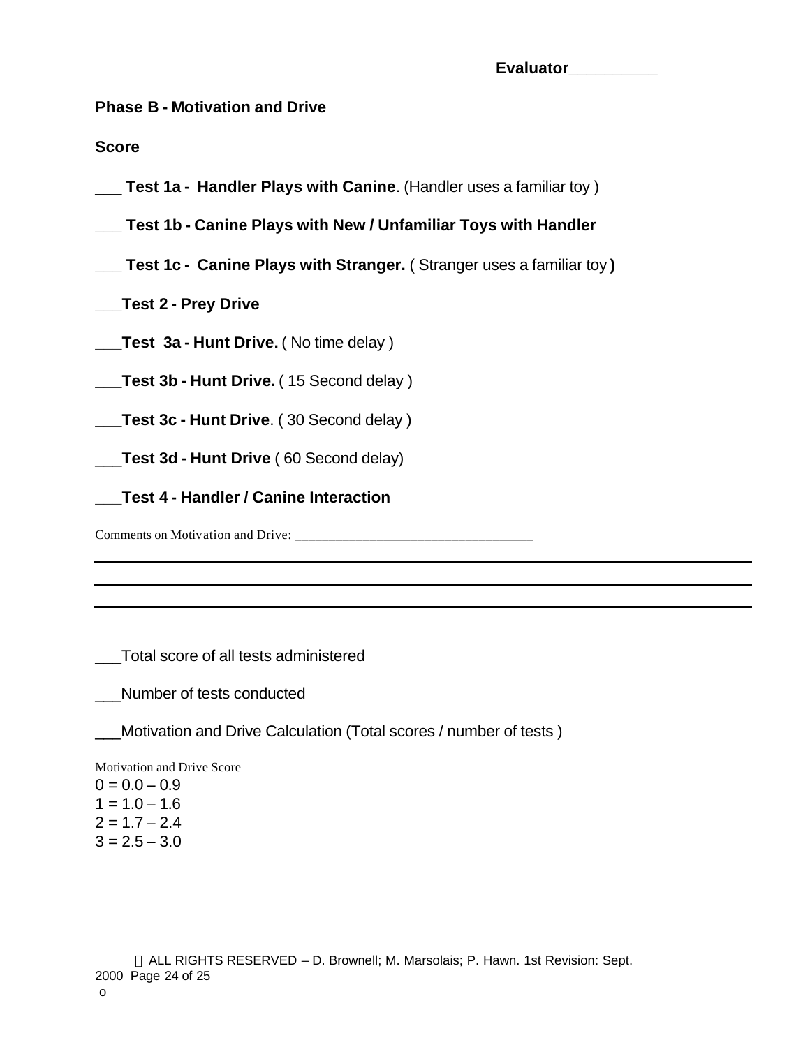**Evaluator__________**

**Phase B - Motivation and Drive**

**Score**

___ **Test 1a - Handler Plays with Canine**. (Handler uses a familiar toy )

___ **Test 1b - Canine Plays with New / Unfamiliar Toys with Handler**

___ **Test 1c - Canine Plays with Stranger.** ( Stranger uses a familiar toy **)**

___**Test 2 - Prey Drive**

___**Test 3a - Hunt Drive.** ( No time delay )

___**Test 3b - Hunt Drive.** ( 15 Second delay )

___**Test 3c - Hunt Drive**. ( 30 Second delay )

___**Test 3d - Hunt Drive** ( 60 Second delay)

___**Test 4 - Handler / Canine Interaction**

Comments on Motivation and Drive: ___________________________________

---

---

---

___Total score of all tests administered

___Number of tests conducted

___Motivation and Drive Calculation (Total scores / number of tests )

Motivation and Drive Score
0 = 0.0 – 0.9
1 = 1.0 – 1.6
2 = 1.7 – 2.4
3 = 2.5 – 3.0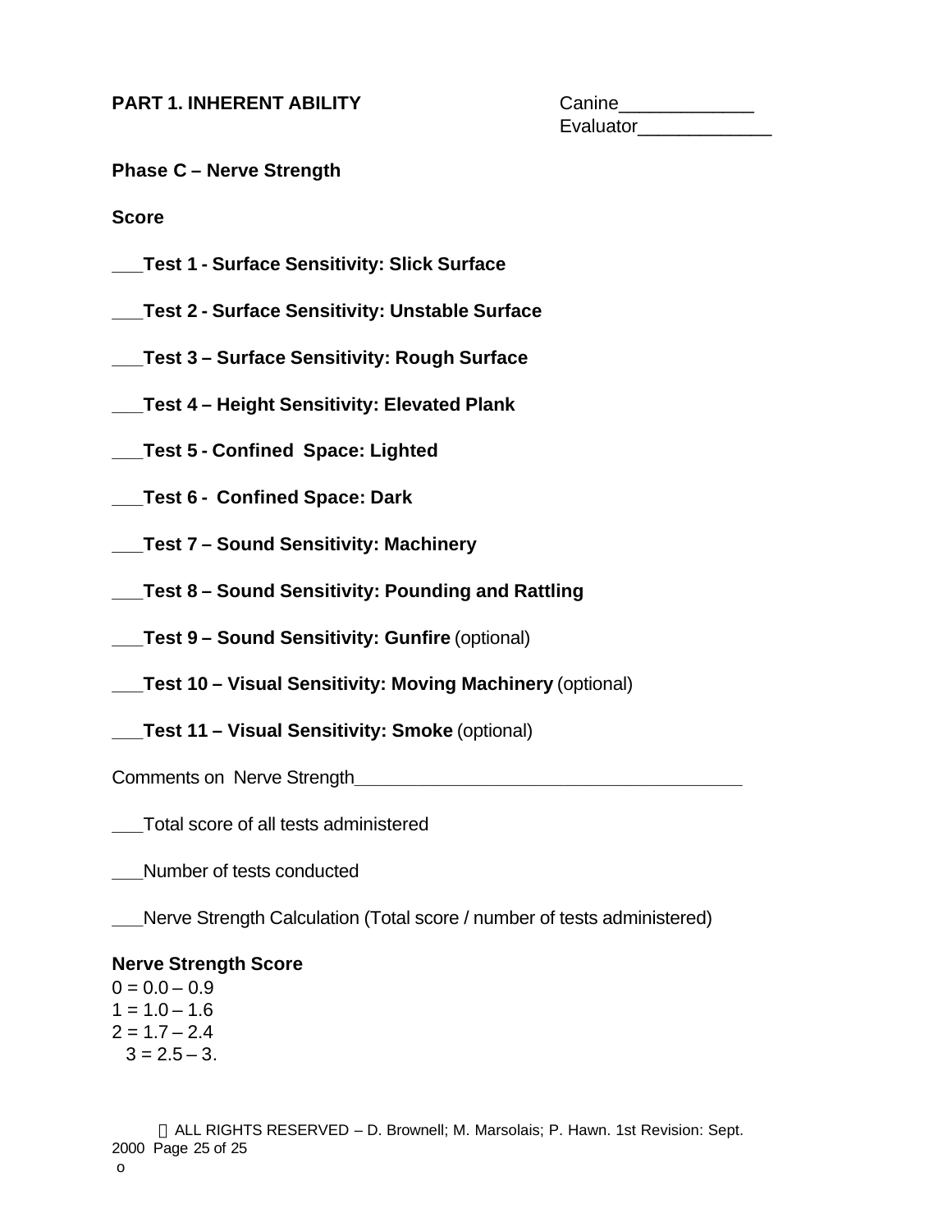**PART 1. INHERENT ABILITY**

Canine_____________
Evaluator_____________

**Phase C – Nerve Strength**

**Score**

___**Test 1 - Surface Sensitivity: Slick Surface**

___**Test 2 - Surface Sensitivity: Unstable Surface**

___**Test 3 – Surface Sensitivity: Rough Surface**

___**Test 4 – Height Sensitivity: Elevated Plank**

___**Test 5 - Confined Space: Lighted**

___**Test 6 - Confined Space: Dark**

___**Test 7 – Sound Sensitivity: Machinery**

___**Test 8 – Sound Sensitivity: Pounding and Rattling**

___**Test 9 – Sound Sensitivity: Gunfire** (optional)

___**Test 10 – Visual Sensitivity: Moving Machinery** (optional)

___**Test 11 – Visual Sensitivity: Smoke** (optional)

Comments on Nerve Strength_______________________________________

___Total score of all tests administered

___Number of tests conducted

___Nerve Strength Calculation (Total score / number of tests administered)

**Nerve Strength Score**
0 = 0.0 – 0.9
1 = 1.0 – 1.6
2 = 1.7 – 2.4
3 = 2.5 – 3.

ALL RIGHTS RESERVED – D. Brownell; M. Marsolais; P. Hawn. 1st Revision: Sept. 2000